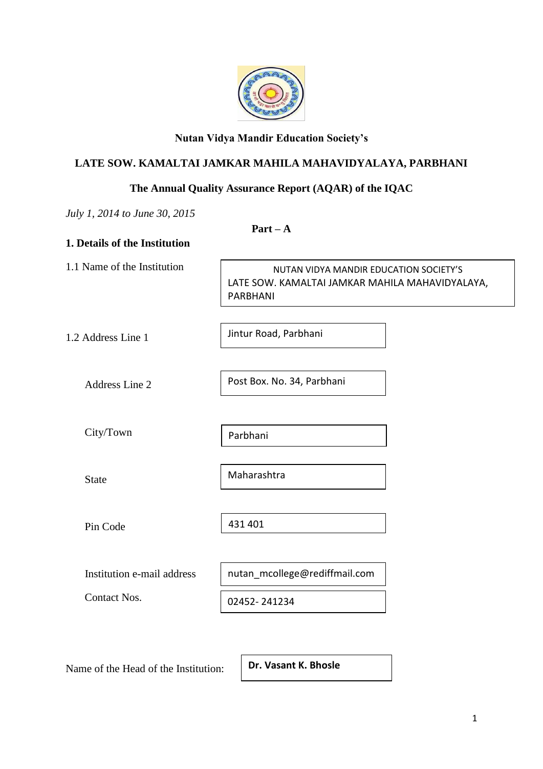**Nutan Vidya Mandir Education Society's**

**LATE SOW. KAMALTAI JAMKAR MAHILA MAHAVIDYALAYA, PARBHANI**

**The Annual Quality Assurance Report (AQAR) of the IQAC**

*July 1, 2014 to June 30, 2015*

**Part – A**

**1. Details of the Institution**

| | |
|---|---|
| 1.1 Name of the Institution | NUTAN VIDYA MANDIR EDUCATION SOCIETY'S LATE SOW. KAMALTAI JAMKAR MAHILA MAHAVIDYALAYA, PARBHANI |
| 1.2 Address Line 1 | Jintur Road, Parbhani |
| Address Line 2 | Post Box. No. 34, Parbhani |
| City/Town | Parbhani |
| State | Maharashtra |
| Pin Code | 431 401 |
| Institution e-mail address | nutan_mcollege@rediffmail.com |
| Contact Nos. | 02452- 241234 |

Name of the Head of the Institution: **Dr. Vasant K. Bhosle**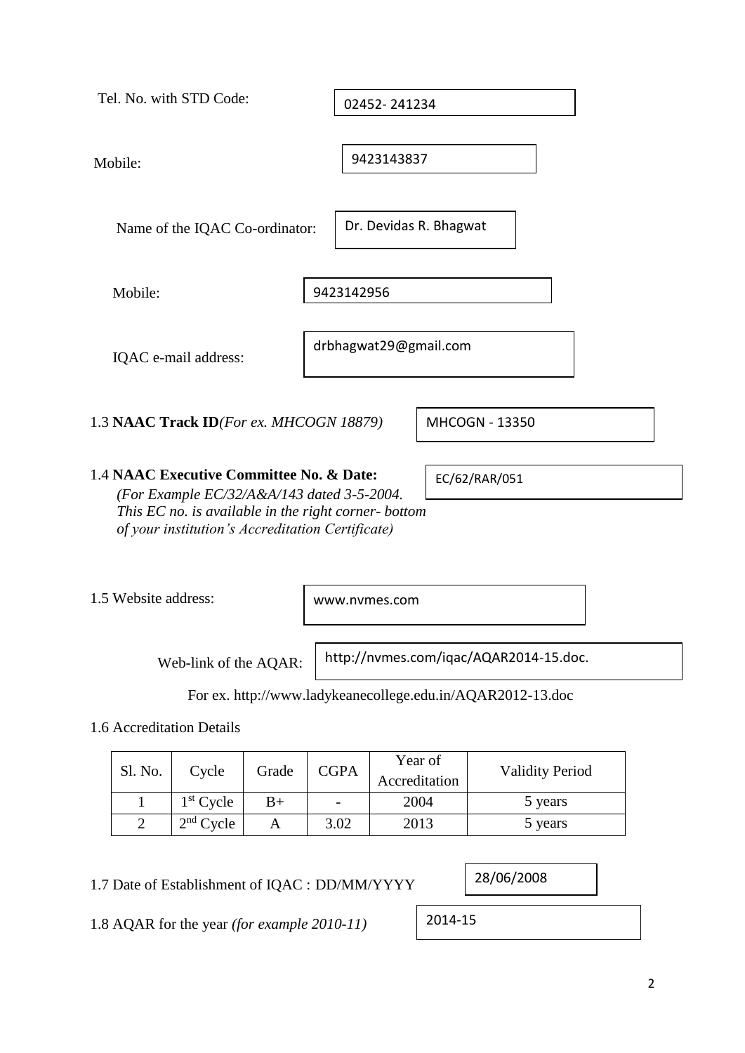Tel. No. with STD Code: 02452- 241234

Mobile: 9423143837

Name of the IQAC Co-ordinator: Dr. Devidas R. Bhagwat

Mobile: 9423142956

IQAC e-mail address: drbhagwat29@gmail.com

1.3 **NAAC Track ID** *(For ex. MHCOGN 18879)* MHCOGN - 13350

1.4 **NAAC Executive Committee No. & Date:** EC/62/RAR/051

*(For Example EC/32/A&A/143 dated 3-5-2004. This EC no. is available in the right corner- bottom of your institution's Accreditation Certificate)*

1.5 Website address: www.nvmes.com

Web-link of the AQAR: http://nvmes.com/iqac/AQAR2014-15.doc.

For ex. http://www.ladykeanecollege.edu.in/AQAR2012-13.doc

1.6 Accreditation Details

| Sl. No. | Cycle | Grade | CGPA | Year of Accreditation | Validity Period |
|---|---|---|---|---|---|
| 1 | 1st Cycle | B+ | - | 2004 | 5 years |
| 2 | 2nd Cycle | A | 3.02 | 2013 | 5 years |

1.7 Date of Establishment of IQAC : DD/MM/YYYY 28/06/2008

1.8 AQAR for the year *(for example 2010-11)* 2014-15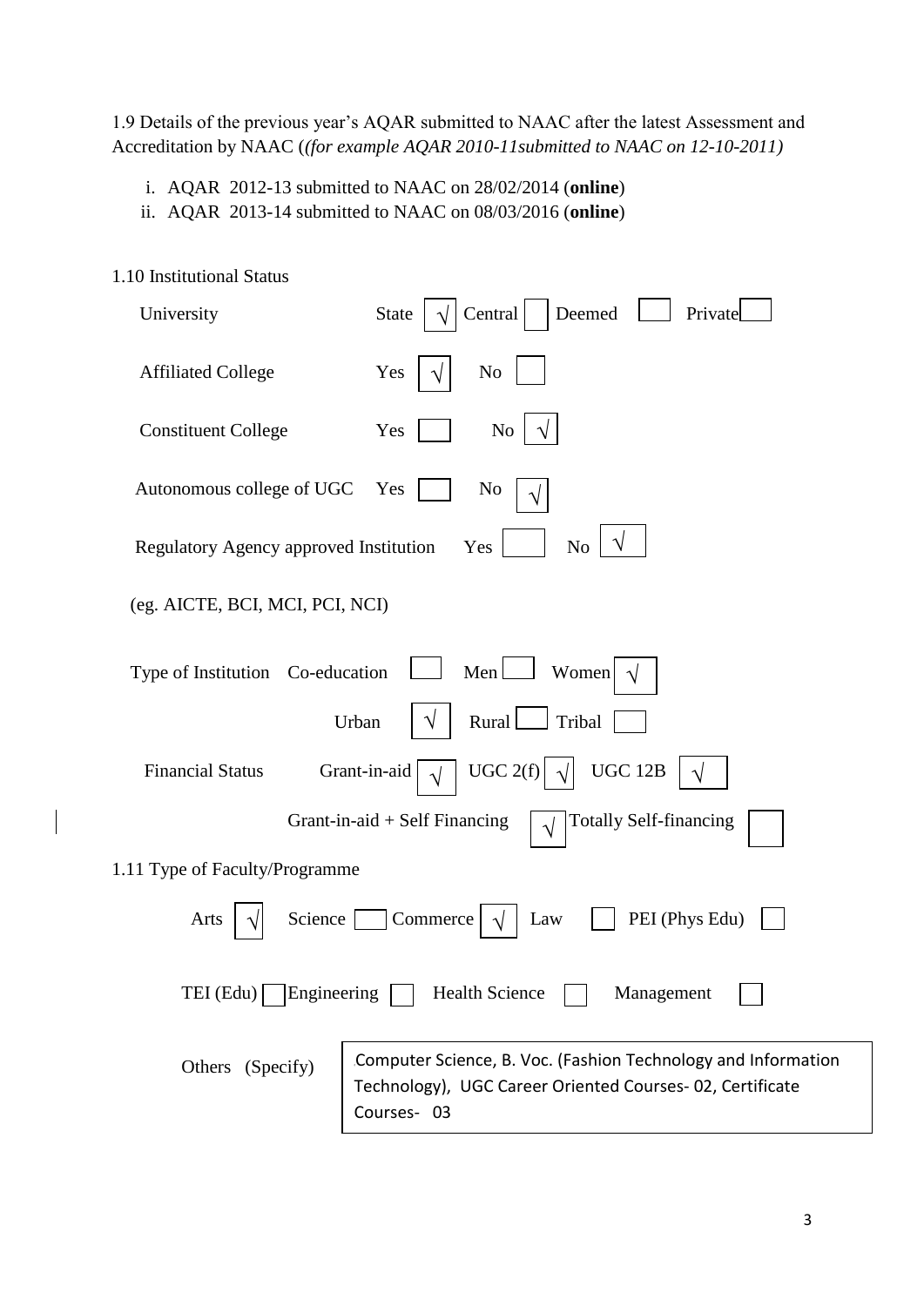1.9 Details of the previous year's AQAR submitted to NAAC after the latest Assessment and Accreditation by NAAC (*(for example AQAR 2010-11submitted to NAAC on 12-10-2011)*

i. AQAR 2012-13 submitted to NAAC on 28/02/2014 (**online**)
ii. AQAR 2013-14 submitted to NAAC on 08/03/2016 (**online**)

1.10 Institutional Status

University: State [√] Central [ ] Deemed [ ] Private [ ]

Affiliated College: Yes [√] No [ ]

Constituent College: Yes [ ] No [√]

Autonomous college of UGC: Yes [ ] No [√]

Regulatory Agency approved Institution: Yes [ ] No [√]

(eg. AICTE, BCI, MCI, PCI, NCI)

Type of Institution: Co-education [ ] Men [ ] Women [√]

Urban [√] Rural [ ] Tribal [ ]

Financial Status: Grant-in-aid [√] UGC 2(f) [√] UGC 12B [√]

Grant-in-aid + Self Financing [√] Totally Self-financing [ ]

1.11 Type of Faculty/Programme

Arts [√] Science [ ] Commerce [√] Law [ ] PEI (Phys Edu) [ ]

TEI (Edu) [ ] Engineering [ ] Health Science [ ] Management [ ]

Others (Specify): Computer Science, B. Voc. (Fashion Technology and Information Technology), UGC Career Oriented Courses- 02, Certificate Courses- 03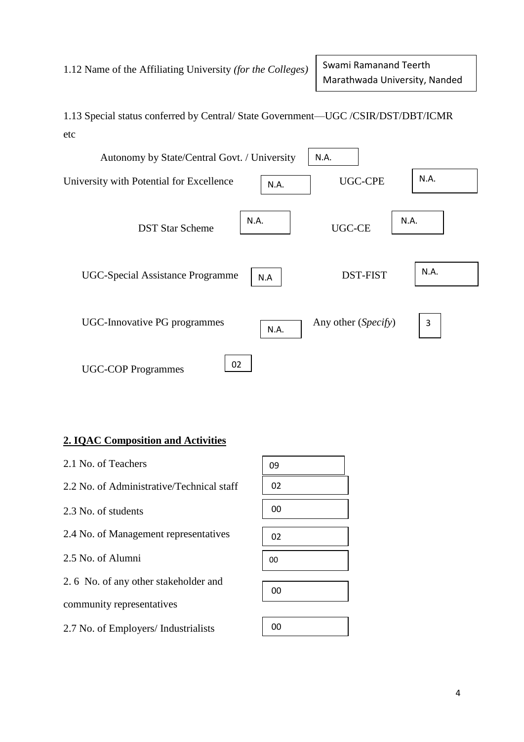1.12 Name of the Affiliating University *(for the Colleges)*: Swami Ramanand Teerth Marathwada University, Nanded

1.13 Special status conferred by Central/ State Government—UGC /CSIR/DST/DBT/ICMR etc

| | | | |
|---|---|---|---|
| Autonomy by State/Central Govt. / University | N.A. | | |
| University with Potential for Excellence | N.A. | UGC-CPE | N.A. |
| DST Star Scheme | N.A. | UGC-CE | N.A. |
| UGC-Special Assistance Programme | N.A | DST-FIST | N.A. |
| UGC-Innovative PG programmes | N.A. | Any other (*Specify*) | 3 |
| UGC-COP Programmes | 02 | | |

## 2. IQAC Composition and Activities

| | |
|---|---|
| 2.1 No. of Teachers | 09 |
| 2.2 No. of Administrative/Technical staff | 02 |
| 2.3 No. of students | 00 |
| 2.4 No. of Management representatives | 02 |
| 2.5 No. of Alumni | 00 |
| 2.6 No. of any other stakeholder and community representatives | 00 |
| 2.7 No. of Employers/ Industrialists | 00 |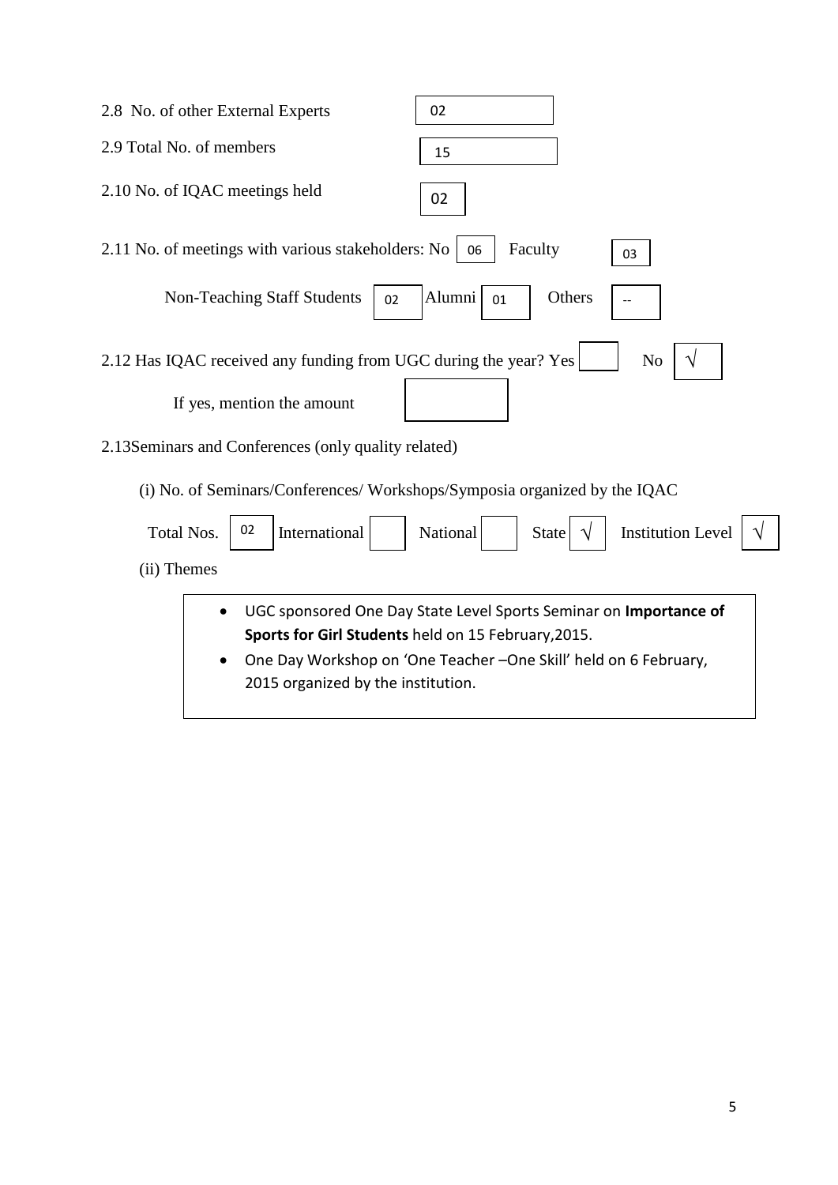2.8 No. of other External Experts 02

2.9 Total No. of members 15

2.10 No. of IQAC meetings held 02

2.11 No. of meetings with various stakeholders: No 06 Faculty 03

Non-Teaching Staff Students 02 Alumni 01 Others --

2.12 Has IQAC received any funding from UGC during the year? Yes [ ] No [√]

If yes, mention the amount [ ]

2.13Seminars and Conferences (only quality related)

(i) No. of Seminars/Conferences/ Workshops/Symposia organized by the IQAC

Total Nos. 02 International [ ] National [ ] State [√] Institution Level [√]

(ii) Themes

- UGC sponsored One Day State Level Sports Seminar on **Importance of Sports for Girl Students** held on 15 February,2015.
- One Day Workshop on 'One Teacher –One Skill' held on 6 February, 2015 organized by the institution.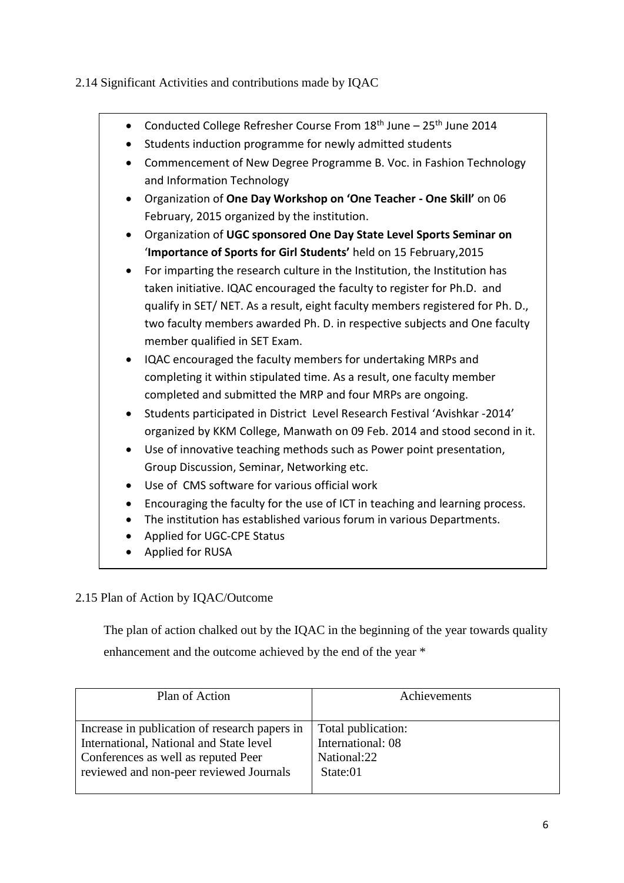2.14 Significant Activities and contributions made by IQAC

- Conducted College Refresher Course From 18th June – 25th June 2014
- Students induction programme for newly admitted students
- Commencement of New Degree Programme B. Voc. in Fashion Technology and Information Technology
- Organization of **One Day Workshop on 'One Teacher - One Skill'** on 06 February, 2015 organized by the institution.
- Organization of **UGC sponsored One Day State Level Sports Seminar on 'Importance of Sports for Girl Students'** held on 15 February,2015
- For imparting the research culture in the Institution, the Institution has taken initiative. IQAC encouraged the faculty to register for Ph.D. and qualify in SET/ NET. As a result, eight faculty members registered for Ph. D., two faculty members awarded Ph. D. in respective subjects and One faculty member qualified in SET Exam.
- IQAC encouraged the faculty members for undertaking MRPs and completing it within stipulated time. As a result, one faculty member completed and submitted the MRP and four MRPs are ongoing.
- Students participated in District Level Research Festival 'Avishkar -2014' organized by KKM College, Manwath on 09 Feb. 2014 and stood second in it.
- Use of innovative teaching methods such as Power point presentation, Group Discussion, Seminar, Networking etc.
- Use of CMS software for various official work
- Encouraging the faculty for the use of ICT in teaching and learning process.
- The institution has established various forum in various Departments.
- Applied for UGC-CPE Status
- Applied for RUSA

2.15 Plan of Action by IQAC/Outcome

The plan of action chalked out by the IQAC in the beginning of the year towards quality enhancement and the outcome achieved by the end of the year *

| Plan of Action | Achievements |
|---|---|
| Increase in publication of research papers in International, National and State level Conferences as well as reputed Peer reviewed and non-peer reviewed Journals | Total publication:<br>International: 08<br>National:22<br>State:01 |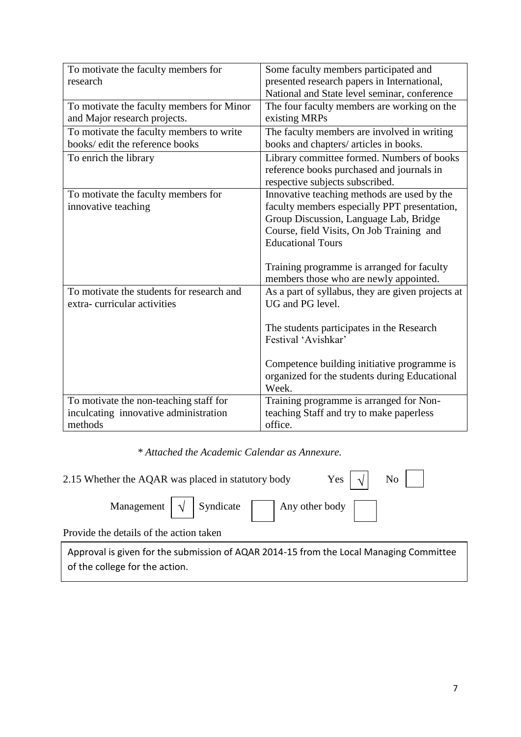| | |
|---|---|
| To motivate the faculty members for research | Some faculty members participated and presented research papers in International, National and State level seminar, conference |
| To motivate the faculty members for Minor and Major research projects. | The four faculty members are working on the existing MRPs |
| To motivate the faculty members to write books/ edit the reference books | The faculty members are involved in writing books and chapters/ articles in books. |
| To enrich the library | Library committee formed. Numbers of books reference books purchased and journals in respective subjects subscribed. |
| To motivate the faculty members for innovative teaching | Innovative teaching methods are used by the faculty members especially PPT presentation, Group Discussion, Language Lab, Bridge Course, field Visits, On Job Training and Educational Tours<br><br>Training programme is arranged for faculty members those who are newly appointed. |
| To motivate the students for research and extra- curricular activities | As a part of syllabus, they are given projects at UG and PG level.<br><br>The students participates in the Research Festival 'Avishkar'<br><br>Competence building initiative programme is organized for the students during Educational Week. |
| To motivate the non-teaching staff for inculcating innovative administration methods | Training programme is arranged for Non-teaching Staff and try to make paperless office. |

*\* Attached the Academic Calendar as Annexure.*

2.15 Whether the AQAR was placed in statutory body Yes [√] No [ ]

Management [√] Syndicate [ ] Any other body [ ]

Provide the details of the action taken

Approval is given for the submission of AQAR 2014-15 from the Local Managing Committee of the college for the action.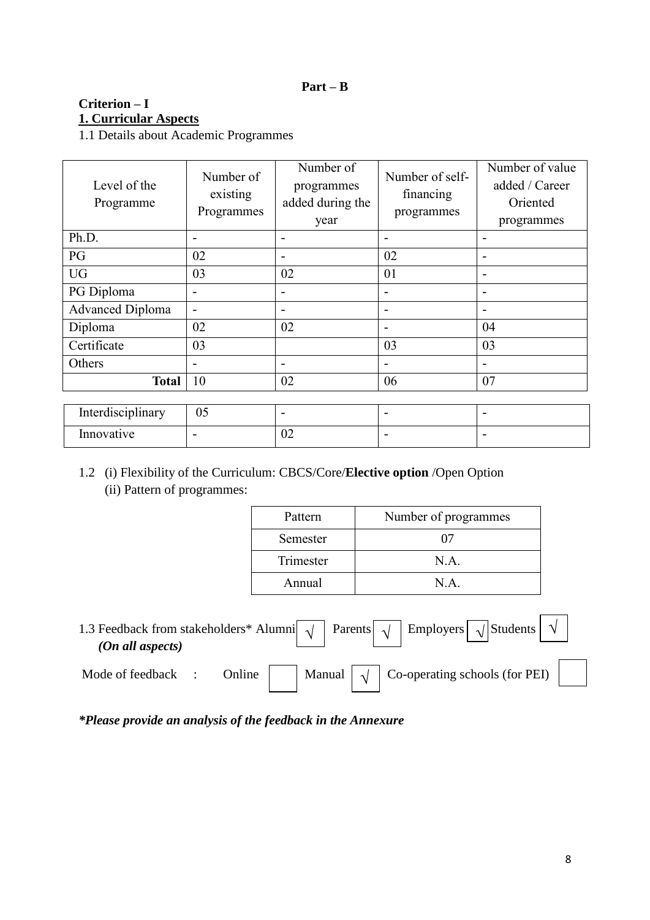**Part – B**

**Criterion – I**

**1. Curricular Aspects**

1.1 Details about Academic Programmes

| Level of the Programme | Number of existing Programmes | Number of programmes added during the year | Number of self-financing programmes | Number of value added / Career Oriented programmes |
|---|---|---|---|---|
| Ph.D. | - | - | - | - |
| PG | 02 | - | 02 | - |
| UG | 03 | 02 | 01 | - |
| PG Diploma | - | - | - | - |
| Advanced Diploma | - | - | - | - |
| Diploma | 02 | 02 | - | 04 |
| Certificate | 03 | | 03 | 03 |
| Others | - | - | - | - |
| **Total** | 10 | 02 | 06 | 07 |
| Interdisciplinary | 05 | - | - | - |
| Innovative | - | 02 | - | - |

1.2 (i) Flexibility of the Curriculum: CBCS/Core/**Elective option** /Open Option

(ii) Pattern of programmes:

| Pattern | Number of programmes |
|---|---|
| Semester | 07 |
| Trimester | N.A. |
| Annual | N.A. |

1.3 Feedback from stakeholders* Alumni √ Parents √ Employers √ Students √

***(On all aspects)***

Mode of feedback : Online [ ] Manual √ Co-operating schools (for PEI) [ ]

***\*Please provide an analysis of the feedback in the Annexure***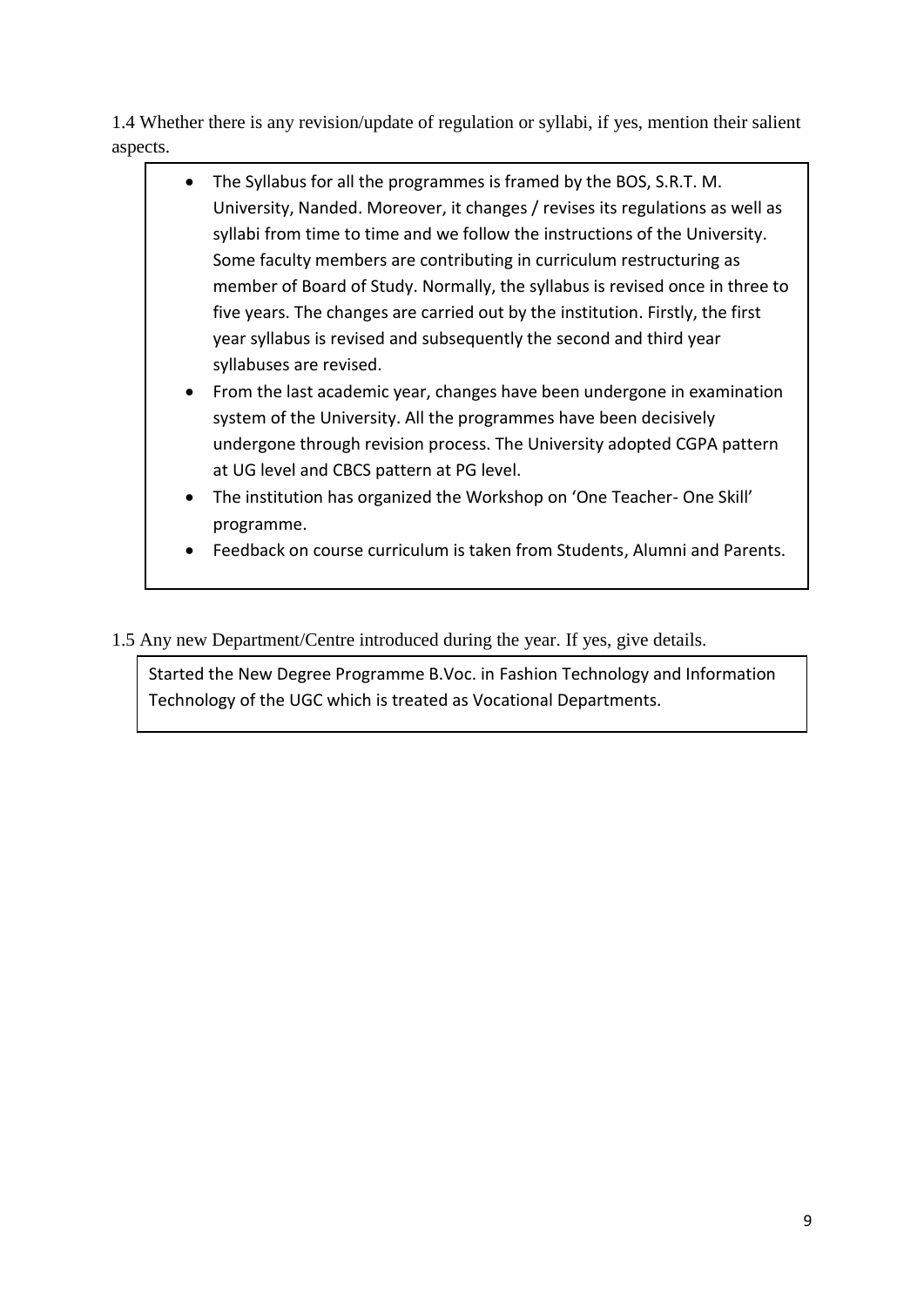1.4 Whether there is any revision/update of regulation or syllabi, if yes, mention their salient aspects.

- The Syllabus for all the programmes is framed by the BOS, S.R.T. M. University, Nanded. Moreover, it changes / revises its regulations as well as syllabi from time to time and we follow the instructions of the University. Some faculty members are contributing in curriculum restructuring as member of Board of Study. Normally, the syllabus is revised once in three to five years. The changes are carried out by the institution. Firstly, the first year syllabus is revised and subsequently the second and third year syllabuses are revised.
- From the last academic year, changes have been undergone in examination system of the University. All the programmes have been decisively undergone through revision process. The University adopted CGPA pattern at UG level and CBCS pattern at PG level.
- The institution has organized the Workshop on 'One Teacher- One Skill' programme.
- Feedback on course curriculum is taken from Students, Alumni and Parents.

1.5 Any new Department/Centre introduced during the year. If yes, give details.

Started the New Degree Programme B.Voc. in Fashion Technology and Information Technology of the UGC which is treated as Vocational Departments.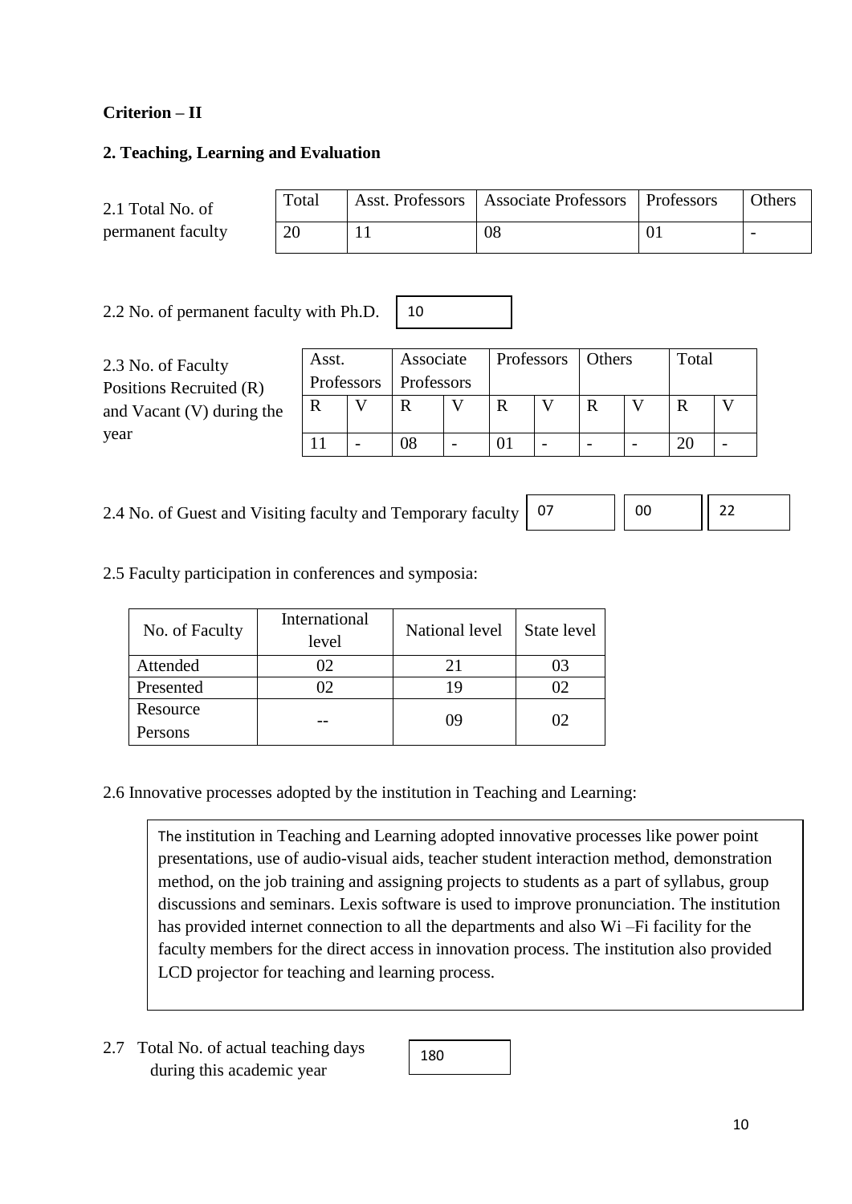**Criterion – II**

**2. Teaching, Learning and Evaluation**

2.1 Total No. of permanent faculty

| Total | Asst. Professors | Associate Professors | Professors | Others |
|---|---|---|---|---|
| 20 | 11 | 08 | 01 | - |

2.2 No. of permanent faculty with Ph.D. 10

2.3 No. of Faculty Positions Recruited (R) and Vacant (V) during the year

| Asst. Professors | | Associate Professors | | Professors | | Others | | Total | |
|---|---|---|---|---|---|---|---|---|---|
| R | V | R | V | R | V | R | V | R | V |
| 11 | - | 08 | - | 01 | - | - | - | 20 | - |

2.4 No. of Guest and Visiting faculty and Temporary faculty 07 00 22

2.5 Faculty participation in conferences and symposia:

| No. of Faculty | International level | National level | State level |
|---|---|---|---|
| Attended | 02 | 21 | 03 |
| Presented | 02 | 19 | 02 |
| Resource Persons | -- | 09 | 02 |

2.6 Innovative processes adopted by the institution in Teaching and Learning:

The institution in Teaching and Learning adopted innovative processes like power point presentations, use of audio-visual aids, teacher student interaction method, demonstration method, on the job training and assigning projects to students as a part of syllabus, group discussions and seminars. Lexis software is used to improve pronunciation. The institution has provided internet connection to all the departments and also Wi –Fi facility for the faculty members for the direct access in innovation process. The institution also provided LCD projector for teaching and learning process.

2.7 Total No. of actual teaching days during this academic year 180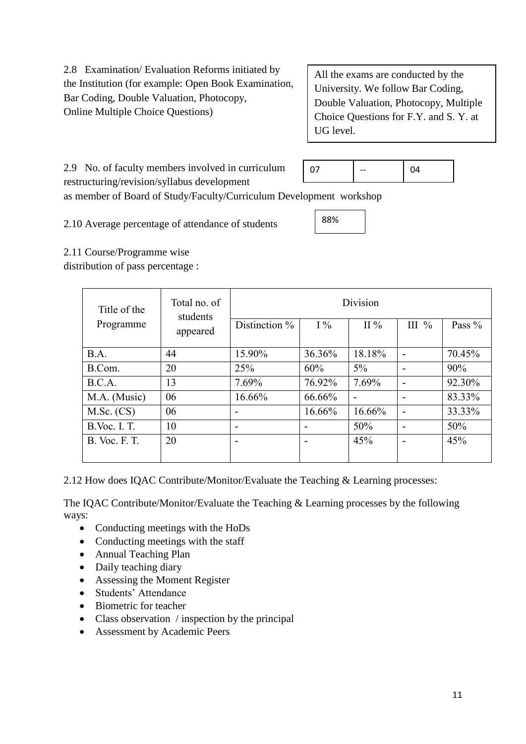2.8 Examination/ Evaluation Reforms initiated by the Institution (for example: Open Book Examination, Bar Coding, Double Valuation, Photocopy, Online Multiple Choice Questions)

All the exams are conducted by the University. We follow Bar Coding, Double Valuation, Photocopy, Multiple Choice Questions for F.Y. and S. Y. at UG level.

2.9 No. of faculty members involved in curriculum restructuring/revision/syllabus development as member of Board of Study/Faculty/Curriculum Development workshop

| 07 | -- | 04 |
|---|---|---|

2.10 Average percentage of attendance of students

88%

2.11 Course/Programme wise distribution of pass percentage :

| Title of the Programme | Total no. of students appeared | Division | | | | |
|---|---|---|---|---|---|---|
| | | Distinction % | I % | II % | III % | Pass % |
| B.A. | 44 | 15.90% | 36.36% | 18.18% | - | 70.45% |
| B.Com. | 20 | 25% | 60% | 5% | - | 90% |
| B.C.A. | 13 | 7.69% | 76.92% | 7.69% | - | 92.30% |
| M.A. (Music) | 06 | 16.66% | 66.66% | - | - | 83.33% |
| M.Sc. (CS) | 06 | - | 16.66% | 16.66% | - | 33.33% |
| B.Voc. I. T. | 10 | - | - | 50% | - | 50% |
| B. Voc. F. T. | 20 | - | - | 45% | - | 45% |

2.12 How does IQAC Contribute/Monitor/Evaluate the Teaching & Learning processes:

The IQAC Contribute/Monitor/Evaluate the Teaching & Learning processes by the following ways:

- Conducting meetings with the HoDs
- Conducting meetings with the staff
- Annual Teaching Plan
- Daily teaching diary
- Assessing the Moment Register
- Students' Attendance
- Biometric for teacher
- Class observation / inspection by the principal
- Assessment by Academic Peers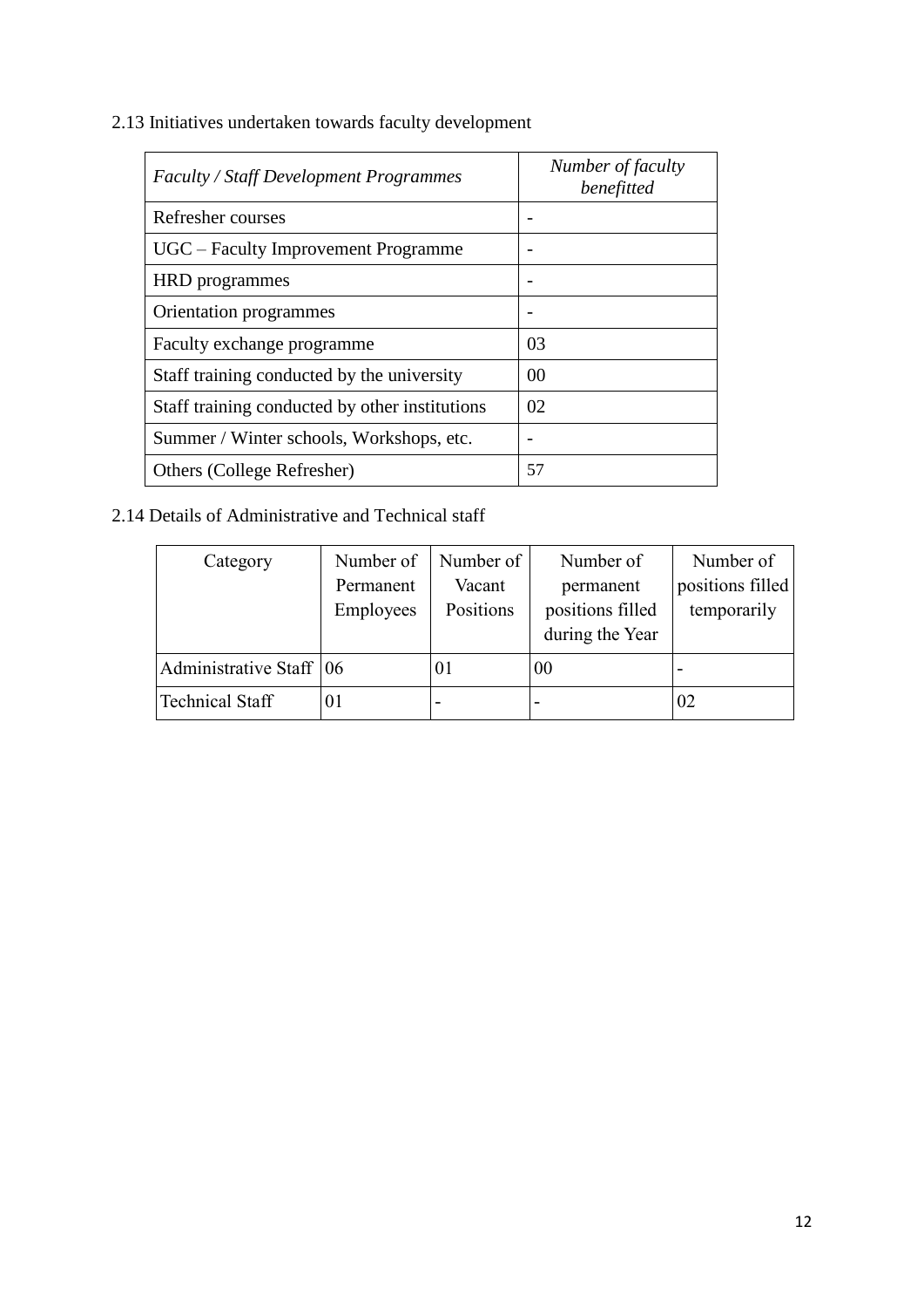2.13 Initiatives undertaken towards faculty development

| *Faculty / Staff Development Programmes* | *Number of faculty benefitted* |
|---|---|
| Refresher courses | - |
| UGC – Faculty Improvement Programme | - |
| HRD programmes | - |
| Orientation programmes | - |
| Faculty exchange programme | 03 |
| Staff training conducted by the university | 00 |
| Staff training conducted by other institutions | 02 |
| Summer / Winter schools, Workshops, etc. | - |
| Others (College Refresher) | 57 |

2.14 Details of Administrative and Technical staff

| Category | Number of Permanent Employees | Number of Vacant Positions | Number of permanent positions filled during the Year | Number of positions filled temporarily |
|---|---|---|---|---|
| Administrative Staff | 06 | 01 | 00 | - |
| Technical Staff | 01 | - | - | 02 |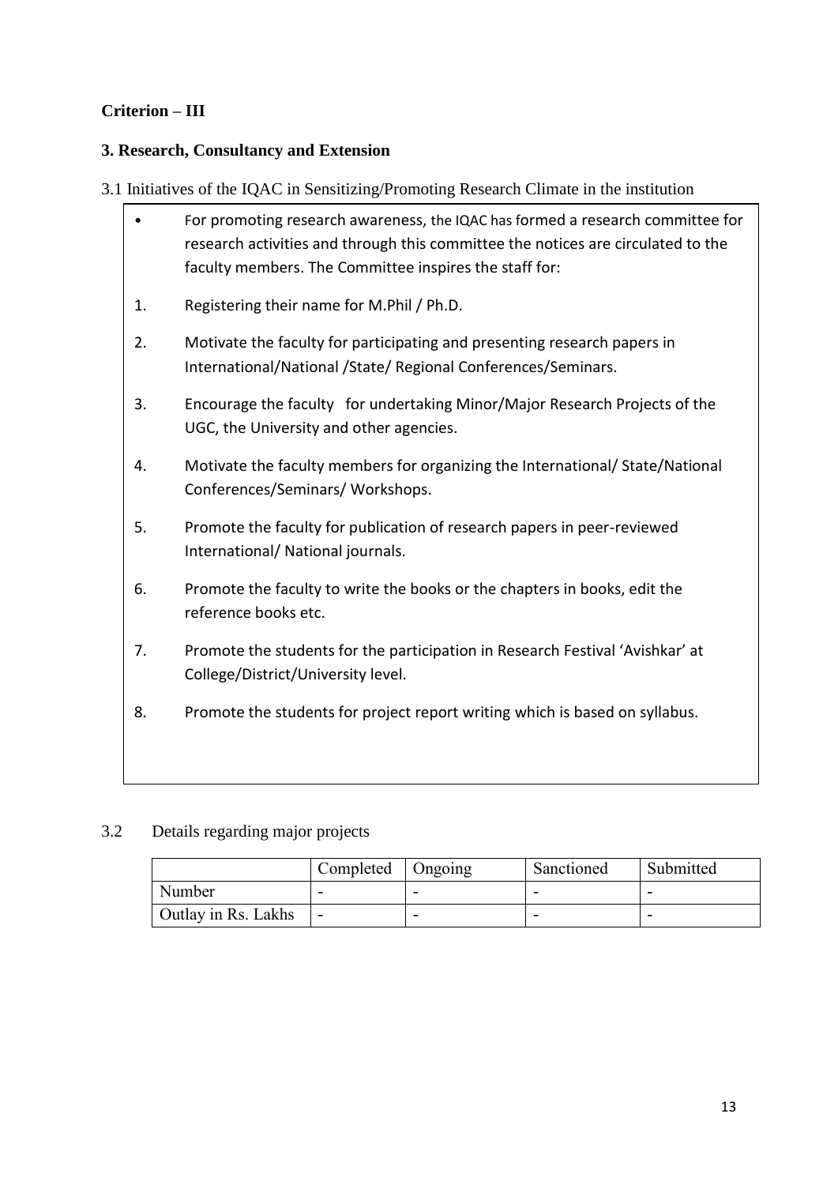**Criterion – III**

**3. Research, Consultancy and Extension**

3.1 Initiatives of the IQAC in Sensitizing/Promoting Research Climate in the institution

- For promoting research awareness, the IQAC has formed a research committee for research activities and through this committee the notices are circulated to the faculty members. The Committee inspires the staff for:

1. Registering their name for M.Phil / Ph.D.
2. Motivate the faculty for participating and presenting research papers in International/National /State/ Regional Conferences/Seminars.
3. Encourage the faculty for undertaking Minor/Major Research Projects of the UGC, the University and other agencies.
4. Motivate the faculty members for organizing the International/ State/National Conferences/Seminars/ Workshops.
5. Promote the faculty for publication of research papers in peer-reviewed International/ National journals.
6. Promote the faculty to write the books or the chapters in books, edit the reference books etc.
7. Promote the students for the participation in Research Festival 'Avishkar' at College/District/University level.
8. Promote the students for project report writing which is based on syllabus.

3.2 Details regarding major projects

| | Completed | Ongoing | Sanctioned | Submitted |
|---|---|---|---|---|
| Number | - | - | - | - |
| Outlay in Rs. Lakhs | - | - | - | - |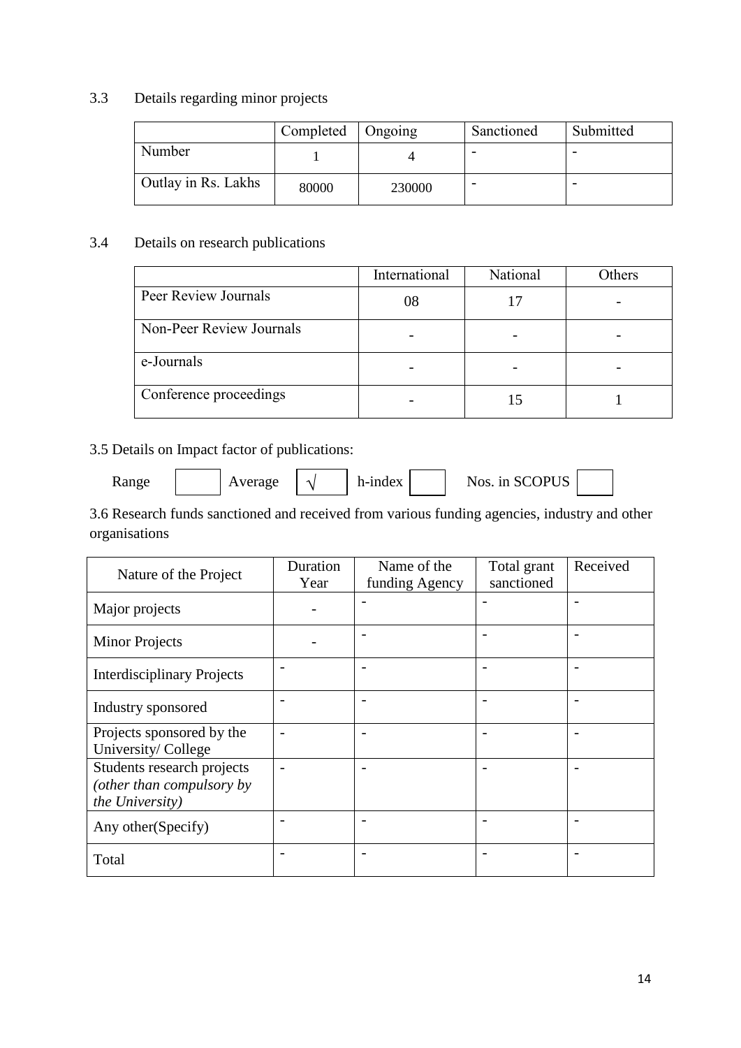3.3 Details regarding minor projects

| | Completed | Ongoing | Sanctioned | Submitted |
|---|---|---|---|---|
| Number | 1 | 4 | - | - |
| Outlay in Rs. Lakhs | 80000 | 230000 | - | - |

3.4 Details on research publications

| | International | National | Others |
|---|---|---|---|
| Peer Review Journals | 08 | 17 | - |
| Non-Peer Review Journals | - | - | - |
| e-Journals | - | - | - |
| Conference proceedings | - | 15 | 1 |

3.5 Details on Impact factor of publications:

Range [ ] Average [√] h-index [ ] Nos. in SCOPUS [ ]

3.6 Research funds sanctioned and received from various funding agencies, industry and other organisations

| Nature of the Project | Duration Year | Name of the funding Agency | Total grant sanctioned | Received |
|---|---|---|---|---|
| Major projects | - | - | - | - |
| Minor Projects | - | - | - | - |
| Interdisciplinary Projects | - | - | - | - |
| Industry sponsored | - | - | - | - |
| Projects sponsored by the University/ College | - | - | - | - |
| Students research projects *(other than compulsory by the University)* | - | - | - | - |
| Any other(Specify) | - | - | - | - |
| Total | - | - | - | - |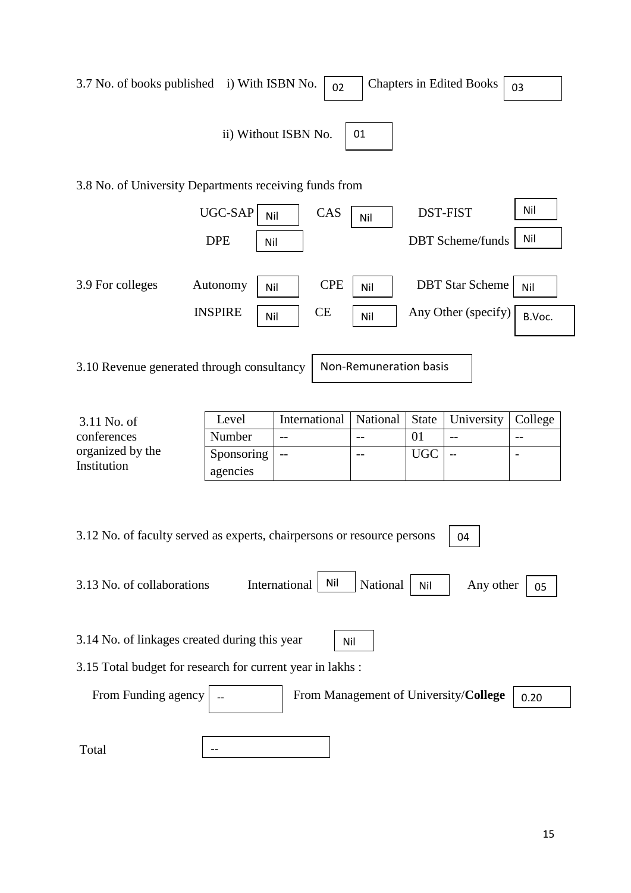3.7 No. of books published i) With ISBN No. 02 Chapters in Edited Books 03

ii) Without ISBN No. 01

3.8 No. of University Departments receiving funds from

UGC-SAP Nil CAS Nil DST-FIST Nil

DPE Nil DBT Scheme/funds Nil

3.9 For colleges Autonomy Nil CPE Nil DBT Star Scheme Nil

INSPIRE Nil CE Nil Any Other (specify) B.Voc.

3.10 Revenue generated through consultancy Non-Remuneration basis

3.11 No. of conferences organized by the Institution

| Level | International | National | State | University | College |
|---|---|---|---|---|---|
| Number | -- | -- | 01 | -- | -- |
| Sponsoring agencies | -- | -- | UGC | -- | - |

3.12 No. of faculty served as experts, chairpersons or resource persons 04

3.13 No. of collaborations International Nil National Nil Any other 05

3.14 No. of linkages created during this year Nil

3.15 Total budget for research for current year in lakhs :

From Funding agency -- From Management of University/**College** 0.20

Total --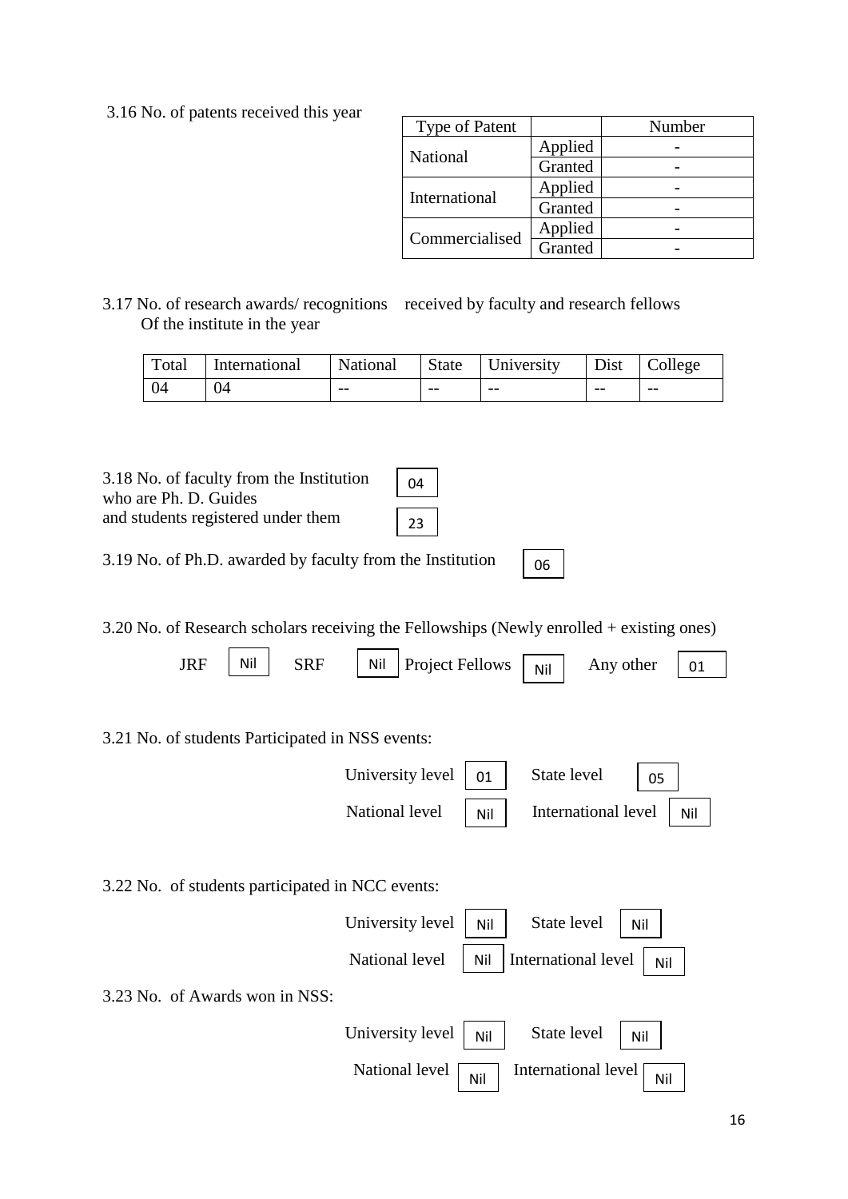3.16 No. of patents received this year

| Type of Patent | | Number |
|---|---|---|
| National | Applied | - |
| | Granted | - |
| International | Applied | - |
| | Granted | - |
| Commercialised | Applied | - |
| | Granted | - |

3.17 No. of research awards/ recognitions received by faculty and research fellows Of the institute in the year

| Total | International | National | State | University | Dist | College |
|---|---|---|---|---|---|---|
| 04 | 04 | -- | -- | -- | -- | -- |

3.18 No. of faculty from the Institution who are Ph. D. Guides: 04

and students registered under them: 23

3.19 No. of Ph.D. awarded by faculty from the Institution: 06

3.20 No. of Research scholars receiving the Fellowships (Newly enrolled + existing ones)

JRF: Nil  SRF: Nil  Project Fellows: Nil  Any other: 01

3.21 No. of students Participated in NSS events:

University level: 01  State level: 05

National level: Nil  International level: Nil

3.22 No. of students participated in NCC events:

University level: Nil  State level: Nil

National level: Nil  International level: Nil

3.23 No. of Awards won in NSS:

University level: Nil  State level: Nil

National level: Nil  International level: Nil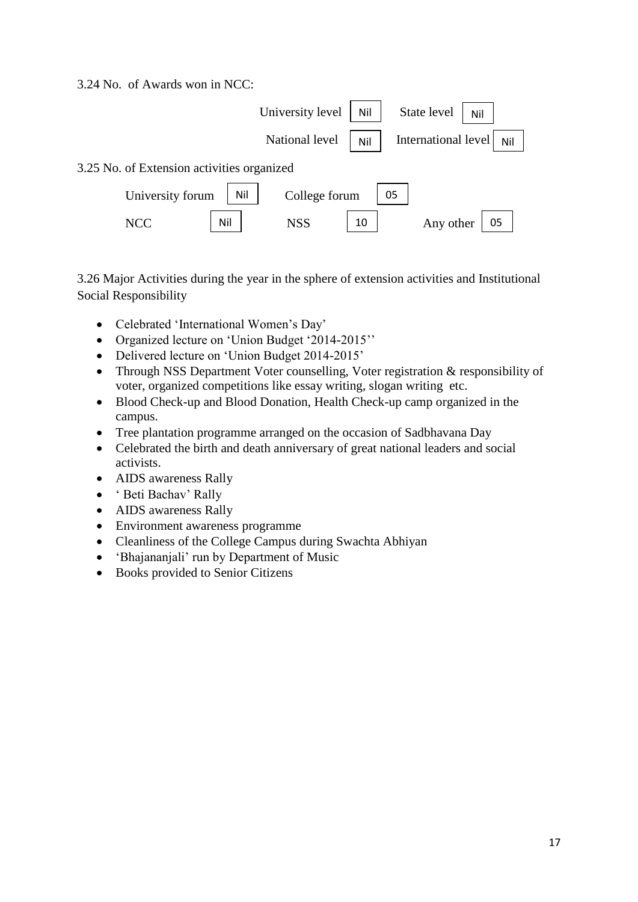3.24 No. of Awards won in NCC:

| | | | |
|---|---|---|---|
| University level | Nil | State level | Nil |
| National level | Nil | International level | Nil |

3.25 No. of Extension activities organized

| | | | | | |
|---|---|---|---|---|---|
| University forum | Nil | College forum | 05 | | |
| NCC | Nil | NSS | 10 | Any other | 05 |

3.26 Major Activities during the year in the sphere of extension activities and Institutional Social Responsibility

- Celebrated 'International Women's Day'
- Organized lecture on 'Union Budget '2014-2015''
- Delivered lecture on 'Union Budget 2014-2015'
- Through NSS Department Voter counselling, Voter registration & responsibility of voter, organized competitions like essay writing, slogan writing etc.
- Blood Check-up and Blood Donation, Health Check-up camp organized in the campus.
- Tree plantation programme arranged on the occasion of Sadbhavana Day
- Celebrated the birth and death anniversary of great national leaders and social activists.
- AIDS awareness Rally
- ' Beti Bachav' Rally
- AIDS awareness Rally
- Environment awareness programme
- Cleanliness of the College Campus during Swachta Abhiyan
- 'Bhajananjali' run by Department of Music
- Books provided to Senior Citizens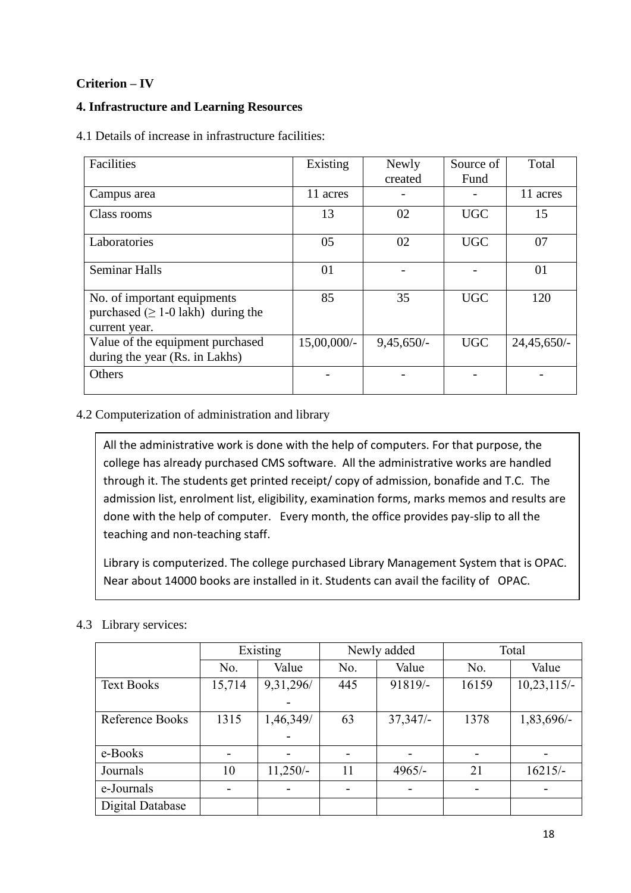**Criterion – IV**

**4. Infrastructure and Learning Resources**

4.1 Details of increase in infrastructure facilities:

| Facilities | Existing | Newly created | Source of Fund | Total |
|---|---|---|---|---|
| Campus area | 11 acres | - | - | 11 acres |
| Class rooms | 13 | 02 | UGC | 15 |
| Laboratories | 05 | 02 | UGC | 07 |
| Seminar Halls | 01 | - | - | 01 |
| No. of important equipments purchased ($\geq$ 1-0 lakh) during the current year. | 85 | 35 | UGC | 120 |
| Value of the equipment purchased during the year (Rs. in Lakhs) | 15,00,000/- | 9,45,650/- | UGC | 24,45,650/- |
| Others | - | - | - | - |

4.2 Computerization of administration and library

All the administrative work is done with the help of computers. For that purpose, the college has already purchased CMS software. All the administrative works are handled through it. The students get printed receipt/ copy of admission, bonafide and T.C. The admission list, enrolment list, eligibility, examination forms, marks memos and results are done with the help of computer. Every month, the office provides pay-slip to all the teaching and non-teaching staff.

Library is computerized. The college purchased Library Management System that is OPAC. Near about 14000 books are installed in it. Students can avail the facility of OPAC.

4.3 Library services:

| | Existing | | Newly added | | Total | |
|---|---|---|---|---|---|---|
| | No. | Value | No. | Value | No. | Value |
| Text Books | 15,714 | 9,31,296/- | 445 | 91819/- | 16159 | 10,23,115/- |
| Reference Books | 1315 | 1,46,349/- | 63 | 37,347/- | 1378 | 1,83,696/- |
| e-Books | - | - | - | - | - | - |
| Journals | 10 | 11,250/- | 11 | 4965/- | 21 | 16215/- |
| e-Journals | - | - | - | - | - | - |
| Digital Database | | | | | | |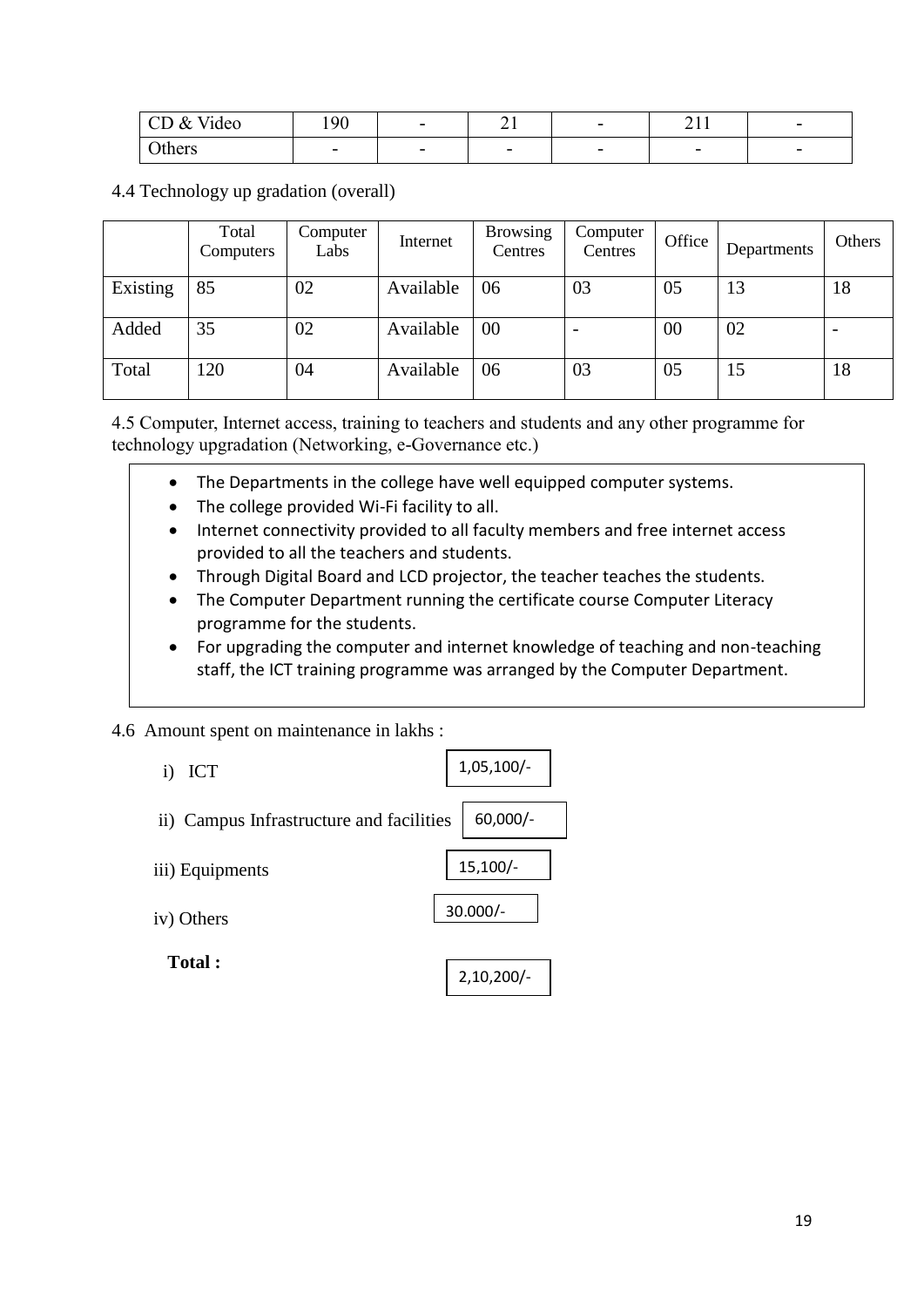| CD & Video | 190 | - | 21 | - | 211 | - |
|---|---|---|---|---|---|---|
| Others | - | - | - | - | - | - |

4.4 Technology up gradation (overall)

| | Total Computers | Computer Labs | Internet | Browsing Centres | Computer Centres | Office | Departments | Others |
|---|---|---|---|---|---|---|---|---|
| Existing | 85 | 02 | Available | 06 | 03 | 05 | 13 | 18 |
| Added | 35 | 02 | Available | 00 | - | 00 | 02 | - |
| Total | 120 | 04 | Available | 06 | 03 | 05 | 15 | 18 |

4.5 Computer, Internet access, training to teachers and students and any other programme for technology upgradation (Networking, e-Governance etc.)

- The Departments in the college have well equipped computer systems.
- The college provided Wi-Fi facility to all.
- Internet connectivity provided to all faculty members and free internet access provided to all the teachers and students.
- Through Digital Board and LCD projector, the teacher teaches the students.
- The Computer Department running the certificate course Computer Literacy programme for the students.
- For upgrading the computer and internet knowledge of teaching and non-teaching staff, the ICT training programme was arranged by the Computer Department.

4.6 Amount spent on maintenance in lakhs :

i) ICT 1,05,100/-

ii) Campus Infrastructure and facilities 60,000/-

iii) Equipments 15,100/-

iv) Others 30.000/-

**Total :** 2,10,200/-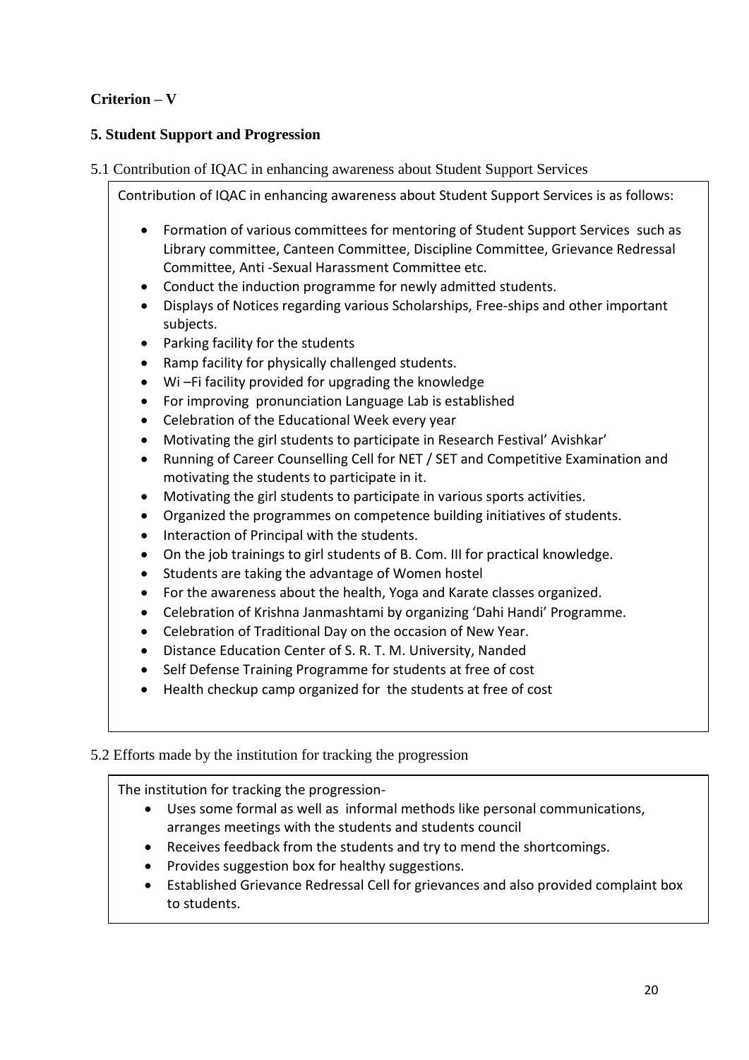**Criterion – V**

**5. Student Support and Progression**

5.1 Contribution of IQAC in enhancing awareness about Student Support Services

Contribution of IQAC in enhancing awareness about Student Support Services is as follows:

- Formation of various committees for mentoring of Student Support Services such as Library committee, Canteen Committee, Discipline Committee, Grievance Redressal Committee, Anti -Sexual Harassment Committee etc.
- Conduct the induction programme for newly admitted students.
- Displays of Notices regarding various Scholarships, Free-ships and other important subjects.
- Parking facility for the students
- Ramp facility for physically challenged students.
- Wi –Fi facility provided for upgrading the knowledge
- For improving pronunciation Language Lab is established
- Celebration of the Educational Week every year
- Motivating the girl students to participate in Research Festival' Avishkar'
- Running of Career Counselling Cell for NET / SET and Competitive Examination and motivating the students to participate in it.
- Motivating the girl students to participate in various sports activities.
- Organized the programmes on competence building initiatives of students.
- Interaction of Principal with the students.
- On the job trainings to girl students of B. Com. III for practical knowledge.
- Students are taking the advantage of Women hostel
- For the awareness about the health, Yoga and Karate classes organized.
- Celebration of Krishna Janmashtami by organizing 'Dahi Handi' Programme.
- Celebration of Traditional Day on the occasion of New Year.
- Distance Education Center of S. R. T. M. University, Nanded
- Self Defense Training Programme for students at free of cost
- Health checkup camp organized for the students at free of cost

5.2 Efforts made by the institution for tracking the progression

The institution for tracking the progression-

- Uses some formal as well as informal methods like personal communications, arranges meetings with the students and students council
- Receives feedback from the students and try to mend the shortcomings.
- Provides suggestion box for healthy suggestions.
- Established Grievance Redressal Cell for grievances and also provided complaint box to students.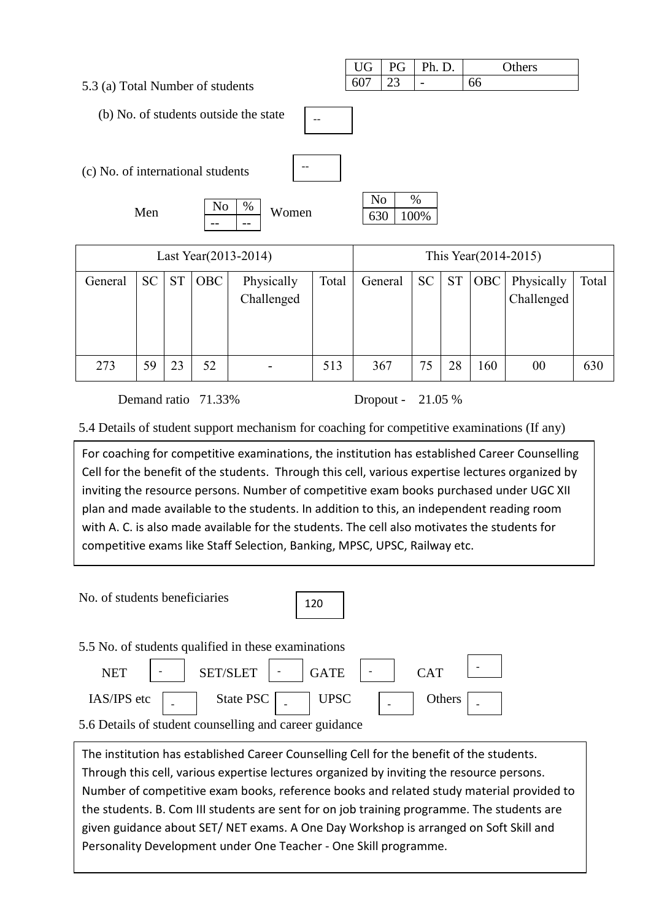5.3 (a) Total Number of students

| UG | PG | Ph. D. | Others |
|---|---|---|---|
| 607 | 23 | - | 66 |

(b) No. of students outside the state: --

(c) No. of international students: --

| | No | % |
|---|---|---|
| Men | -- | -- |
| Women | 630 | 100% |

| Last Year(2013-2014) | | | | | | This Year(2014-2015) | | | | | |
|---|---|---|---|---|---|---|---|---|---|---|---|
| General | SC | ST | OBC | Physically Challenged | Total | General | SC | ST | OBC | Physically Challenged | Total |
| 273 | 59 | 23 | 52 | - | 513 | 367 | 75 | 28 | 160 | 00 | 630 |

Demand ratio 71.33%     Dropout - 21.05 %

5.4 Details of student support mechanism for coaching for competitive examinations (If any)

For coaching for competitive examinations, the institution has established Career Counselling Cell for the benefit of the students. Through this cell, various expertise lectures organized by inviting the resource persons. Number of competitive exam books purchased under UGC XII plan and made available to the students. In addition to this, an independent reading room with A. C. is also made available for the students. The cell also motivates the students for competitive exams like Staff Selection, Banking, MPSC, UPSC, Railway etc.

No. of students beneficiaries: 120

5.5 No. of students qualified in these examinations

| NET | SET/SLET | GATE | CAT |
|---|---|---|---|
| - | - | - | - |

| IAS/IPS etc | State PSC | UPSC | Others |
|---|---|---|---|
| - | - | - | - |

5.6 Details of student counselling and career guidance

The institution has established Career Counselling Cell for the benefit of the students. Through this cell, various expertise lectures organized by inviting the resource persons. Number of competitive exam books, reference books and related study material provided to the students. B. Com III students are sent for on job training programme. The students are given guidance about SET/ NET exams. A One Day Workshop is arranged on Soft Skill and Personality Development under One Teacher - One Skill programme.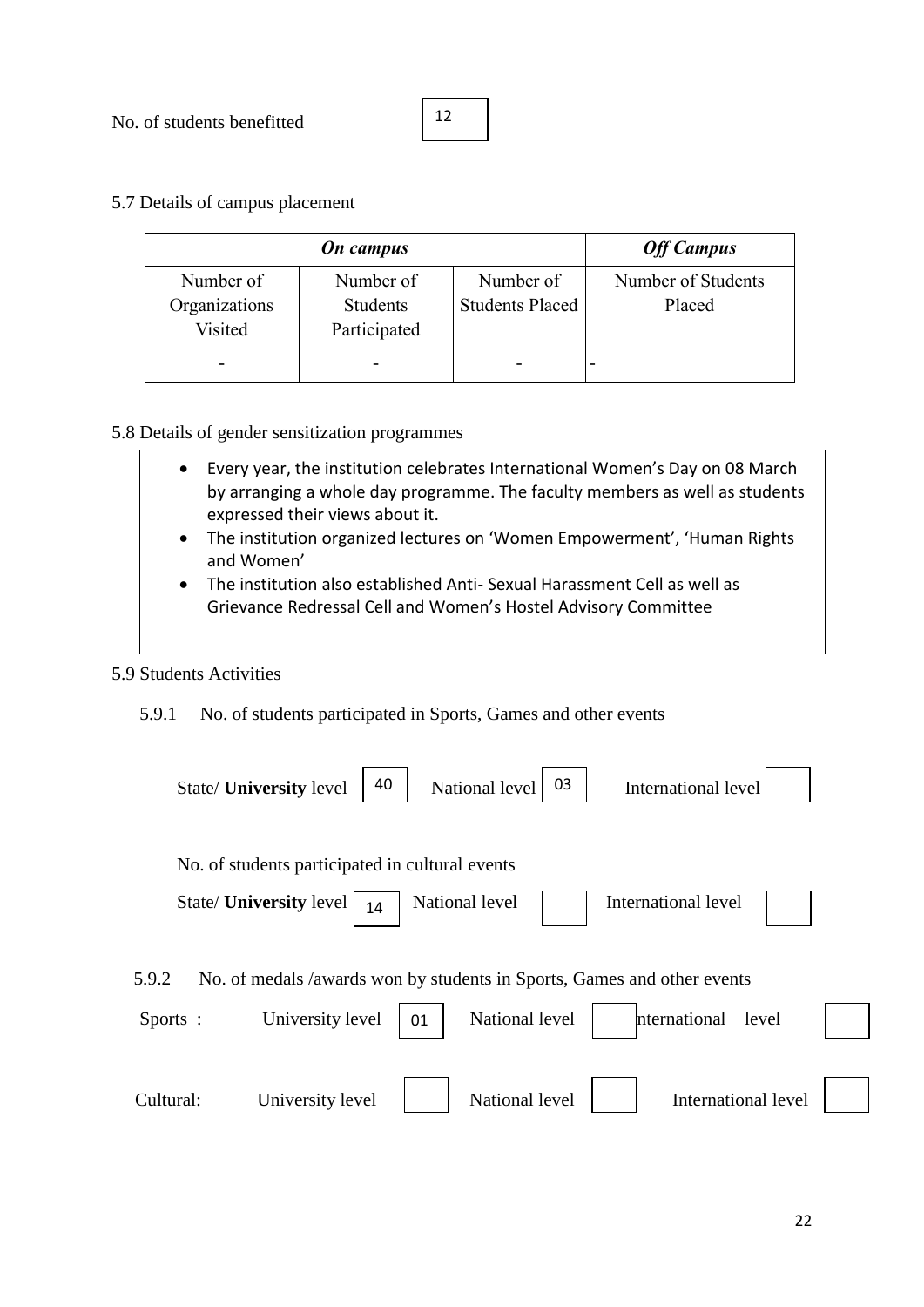No. of students benefitted 12

5.7 Details of campus placement

| *On campus* | | | *Off Campus* |
|---|---|---|---|
| Number of Organizations Visited | Number of Students Participated | Number of Students Placed | Number of Students Placed |
| - | - | - | - |

5.8 Details of gender sensitization programmes

- Every year, the institution celebrates International Women's Day on 08 March by arranging a whole day programme. The faculty members as well as students expressed their views about it.
- The institution organized lectures on 'Women Empowerment', 'Human Rights and Women'
- The institution also established Anti- Sexual Harassment Cell as well as Grievance Redressal Cell and Women's Hostel Advisory Committee

5.9 Students Activities

5.9.1 No. of students participated in Sports, Games and other events

State/ **University** level 40 National level 03 International level

No. of students participated in cultural events

State/ **University** level 14 National level International level

5.9.2 No. of medals /awards won by students in Sports, Games and other events

Sports : University level 01 National level International level

Cultural: University level National level International level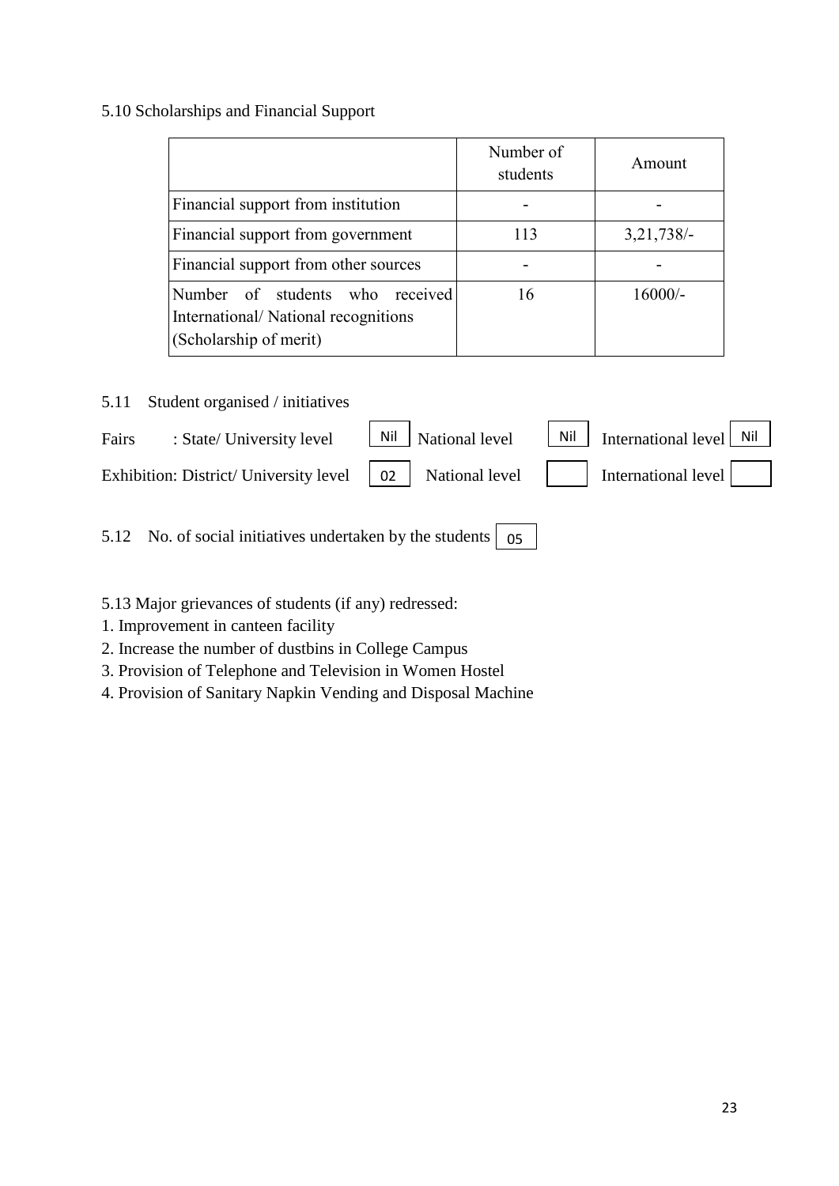5.10 Scholarships and Financial Support

| | Number of students | Amount |
|---|---|---|
| Financial support from institution | - | - |
| Financial support from government | 113 | 3,21,738/- |
| Financial support from other sources | - | - |
| Number of students who received International/ National recognitions (Scholarship of merit) | 16 | 16000/- |

5.11 Student organised / initiatives

Fairs : State/ University level Nil National level Nil International level Nil

Exhibition: District/ University level 02 National level International level

5.12 No. of social initiatives undertaken by the students 05

5.13 Major grievances of students (if any) redressed:

1. Improvement in canteen facility
2. Increase the number of dustbins in College Campus
3. Provision of Telephone and Television in Women Hostel
4. Provision of Sanitary Napkin Vending and Disposal Machine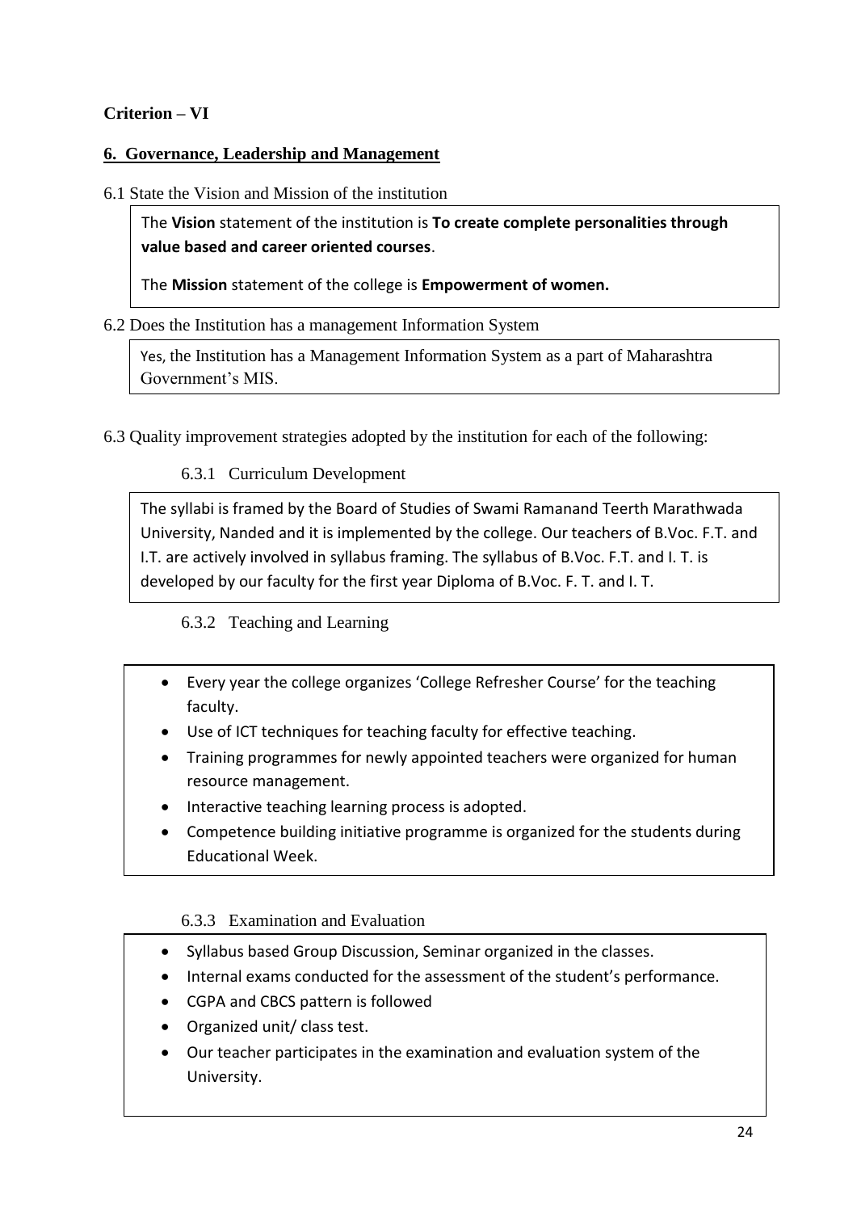**Criterion – VI**

## 6. Governance, Leadership and Management

6.1 State the Vision and Mission of the institution

The **Vision** statement of the institution is **To create complete personalities through value based and career oriented courses**.

The **Mission** statement of the college is **Empowerment of women.**

6.2 Does the Institution has a management Information System

Yes, the Institution has a Management Information System as a part of Maharashtra Government's MIS.

6.3 Quality improvement strategies adopted by the institution for each of the following:

6.3.1 Curriculum Development

The syllabi is framed by the Board of Studies of Swami Ramanand Teerth Marathwada University, Nanded and it is implemented by the college. Our teachers of B.Voc. F.T. and I.T. are actively involved in syllabus framing. The syllabus of B.Voc. F.T. and I. T. is developed by our faculty for the first year Diploma of B.Voc. F. T. and I. T.

6.3.2 Teaching and Learning

- Every year the college organizes 'College Refresher Course' for the teaching faculty.
- Use of ICT techniques for teaching faculty for effective teaching.
- Training programmes for newly appointed teachers were organized for human resource management.
- Interactive teaching learning process is adopted.
- Competence building initiative programme is organized for the students during Educational Week.

6.3.3 Examination and Evaluation

- Syllabus based Group Discussion, Seminar organized in the classes.
- Internal exams conducted for the assessment of the student's performance.
- CGPA and CBCS pattern is followed
- Organized unit/ class test.
- Our teacher participates in the examination and evaluation system of the University.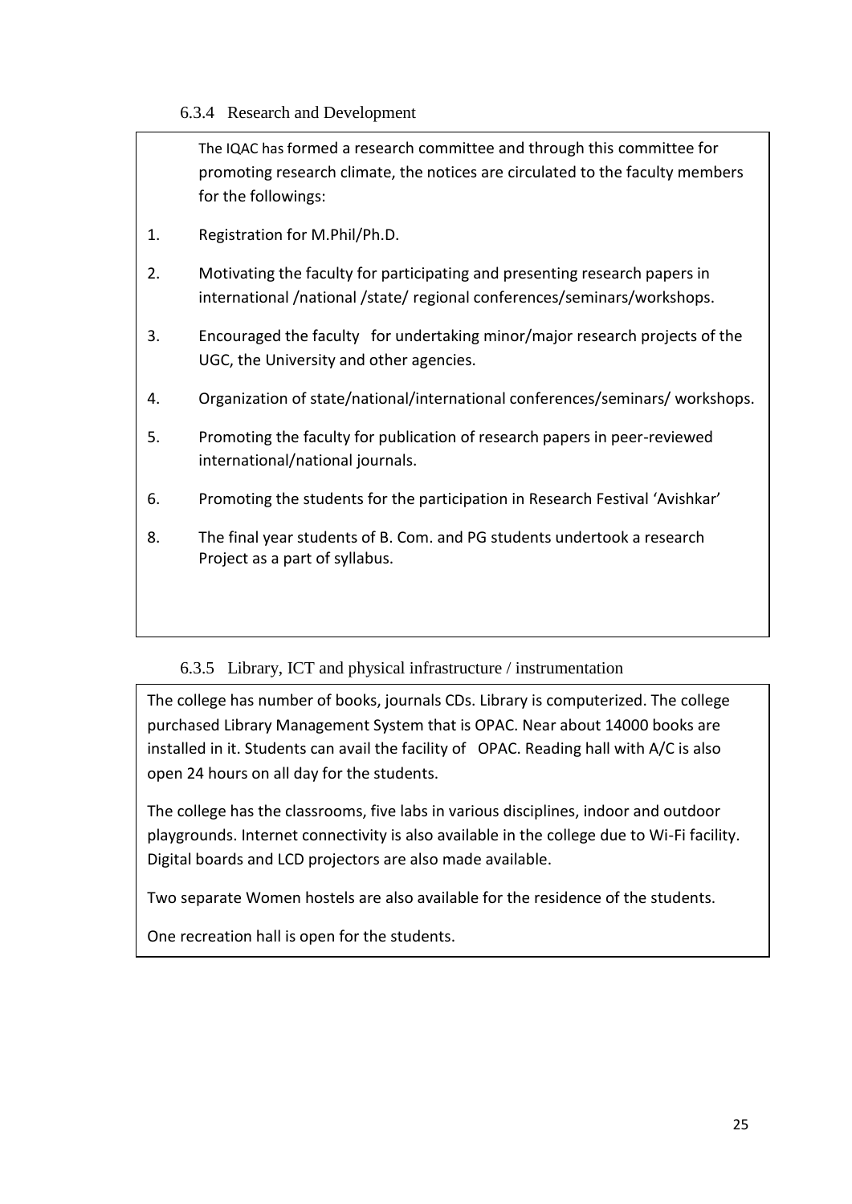### 6.3.4 Research and Development

The IQAC has formed a research committee and through this committee for promoting research climate, the notices are circulated to the faculty members for the followings:

1. Registration for M.Phil/Ph.D.
2. Motivating the faculty for participating and presenting research papers in international /national /state/ regional conferences/seminars/workshops.
3. Encouraged the faculty for undertaking minor/major research projects of the UGC, the University and other agencies.
4. Organization of state/national/international conferences/seminars/ workshops.
5. Promoting the faculty for publication of research papers in peer-reviewed international/national journals.
6. Promoting the students for the participation in Research Festival 'Avishkar'

8. The final year students of B. Com. and PG students undertook a research Project as a part of syllabus.

### 6.3.5 Library, ICT and physical infrastructure / instrumentation

The college has number of books, journals CDs. Library is computerized. The college purchased Library Management System that is OPAC. Near about 14000 books are installed in it. Students can avail the facility of OPAC. Reading hall with A/C is also open 24 hours on all day for the students.

The college has the classrooms, five labs in various disciplines, indoor and outdoor playgrounds. Internet connectivity is also available in the college due to Wi-Fi facility. Digital boards and LCD projectors are also made available.

Two separate Women hostels are also available for the residence of the students.

One recreation hall is open for the students.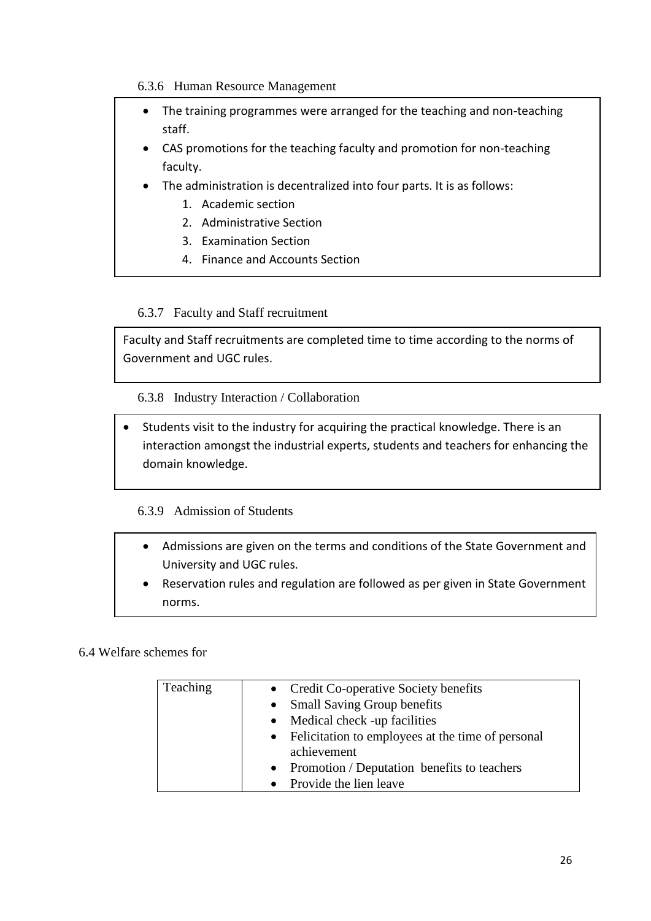### 6.3.6 Human Resource Management

- The training programmes were arranged for the teaching and non-teaching staff.
- CAS promotions for the teaching faculty and promotion for non-teaching faculty.
- The administration is decentralized into four parts. It is as follows:
    1. Academic section
    2. Administrative Section
    3. Examination Section
    4. Finance and Accounts Section

### 6.3.7 Faculty and Staff recruitment

Faculty and Staff recruitments are completed time to time according to the norms of Government and UGC rules.

### 6.3.8 Industry Interaction / Collaboration

- Students visit to the industry for acquiring the practical knowledge. There is an interaction amongst the industrial experts, students and teachers for enhancing the domain knowledge.

### 6.3.9 Admission of Students

- Admissions are given on the terms and conditions of the State Government and University and UGC rules.
- Reservation rules and regulation are followed as per given in State Government norms.

## 6.4 Welfare schemes for

| Teaching | • Credit Co-operative Society benefits<br>• Small Saving Group benefits<br>• Medical check -up facilities<br>• Felicitation to employees at the time of personal achievement<br>• Promotion / Deputation benefits to teachers<br>• Provide the lien leave |
|---|---|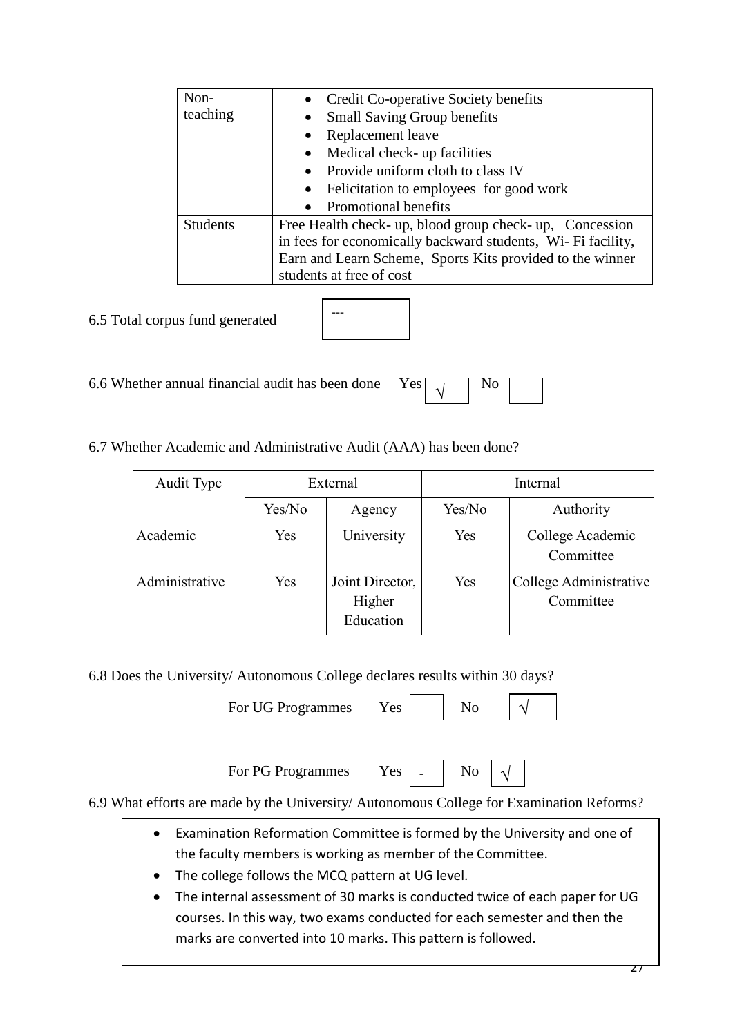| Non-teaching | • Credit Co-operative Society benefits<br>• Small Saving Group benefits<br>• Replacement leave<br>• Medical check- up facilities<br>• Provide uniform cloth to class IV<br>• Felicitation to employees for good work<br>• Promotional benefits |
|---|---|
| Students | Free Health check- up, blood group check- up, Concession in fees for economically backward students, Wi- Fi facility, Earn and Learn Scheme, Sports Kits provided to the winner students at free of cost |

6.5 Total corpus fund generated: ---

6.6 Whether annual financial audit has been done Yes √ No

6.7 Whether Academic and Administrative Audit (AAA) has been done?

| Audit Type | External | | Internal | |
|---|---|---|---|---|
| | Yes/No | Agency | Yes/No | Authority |
| Academic | Yes | University | Yes | College Academic Committee |
| Administrative | Yes | Joint Director, Higher Education | Yes | College Administrative Committee |

6.8 Does the University/ Autonomous College declares results within 30 days?

For UG Programmes Yes No √

For PG Programmes Yes - No √

6.9 What efforts are made by the University/ Autonomous College for Examination Reforms?

- Examination Reformation Committee is formed by the University and one of the faculty members is working as member of the Committee.
- The college follows the MCQ pattern at UG level.
- The internal assessment of 30 marks is conducted twice of each paper for UG courses. In this way, two exams conducted for each semester and then the marks are converted into 10 marks. This pattern is followed.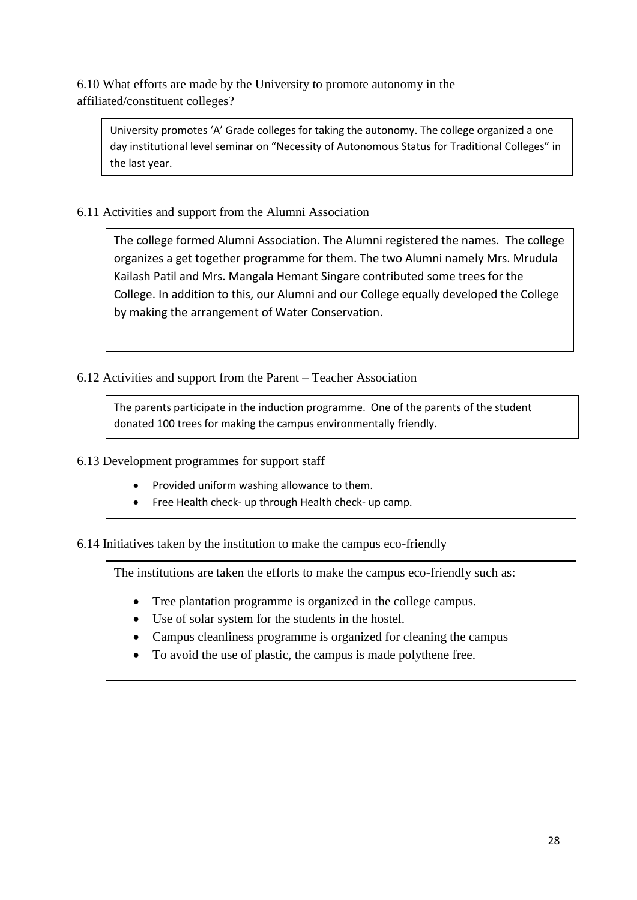6.10 What efforts are made by the University to promote autonomy in the affiliated/constituent colleges?

University promotes 'A' Grade colleges for taking the autonomy. The college organized a one day institutional level seminar on "Necessity of Autonomous Status for Traditional Colleges" in the last year.

6.11 Activities and support from the Alumni Association

The college formed Alumni Association. The Alumni registered the names. The college organizes a get together programme for them. The two Alumni namely Mrs. Mrudula Kailash Patil and Mrs. Mangala Hemant Singare contributed some trees for the College. In addition to this, our Alumni and our College equally developed the College by making the arrangement of Water Conservation.

6.12 Activities and support from the Parent – Teacher Association

The parents participate in the induction programme. One of the parents of the student donated 100 trees for making the campus environmentally friendly.

6.13 Development programmes for support staff

- Provided uniform washing allowance to them.
- Free Health check- up through Health check- up camp.

6.14 Initiatives taken by the institution to make the campus eco-friendly

The institutions are taken the efforts to make the campus eco-friendly such as:

- Tree plantation programme is organized in the college campus.
- Use of solar system for the students in the hostel.
- Campus cleanliness programme is organized for cleaning the campus
- To avoid the use of plastic, the campus is made polythene free.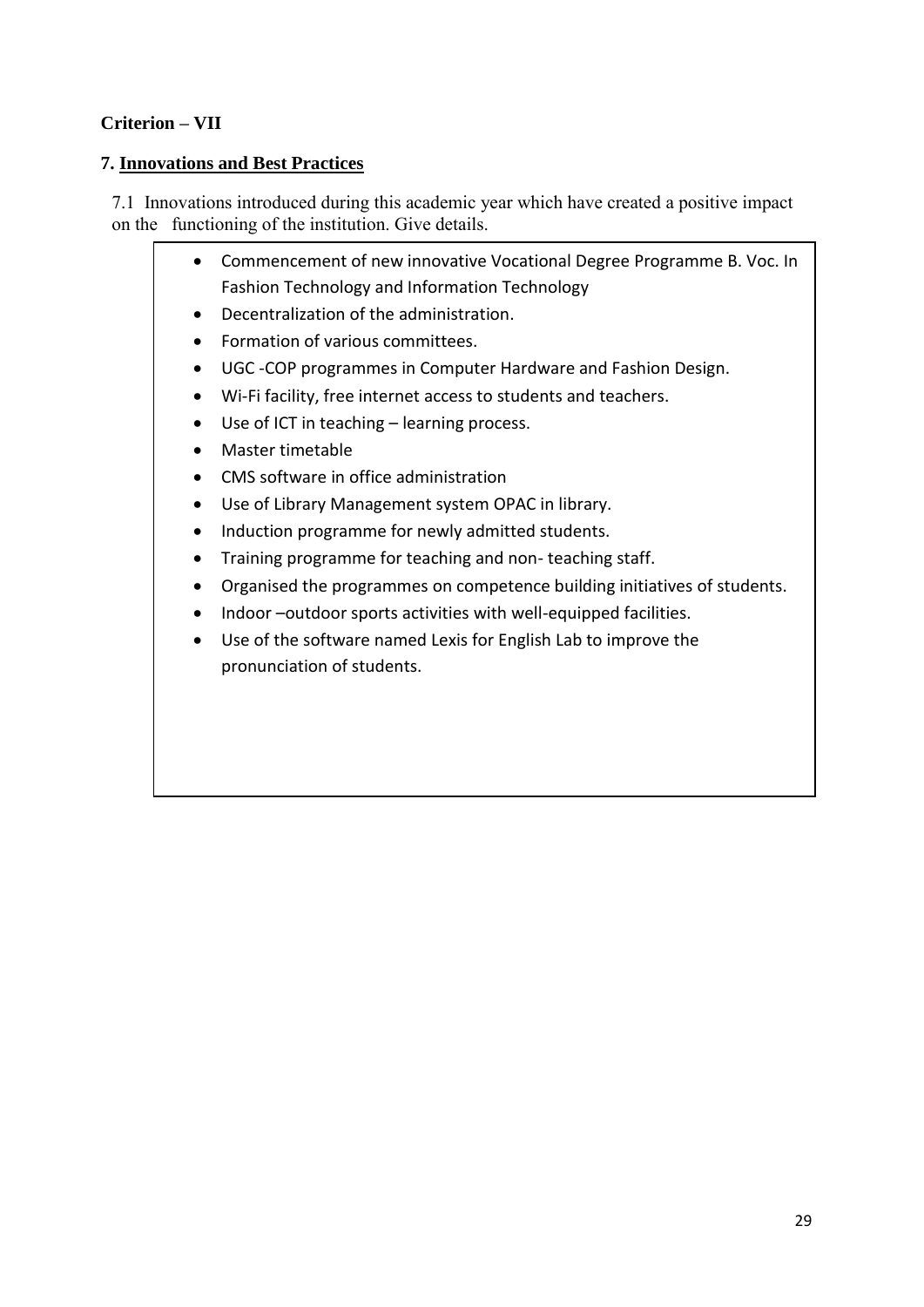**Criterion – VII**

**7. Innovations and Best Practices**

7.1 Innovations introduced during this academic year which have created a positive impact on the functioning of the institution. Give details.

- Commencement of new innovative Vocational Degree Programme B. Voc. In Fashion Technology and Information Technology
- Decentralization of the administration.
- Formation of various committees.
- UGC -COP programmes in Computer Hardware and Fashion Design.
- Wi-Fi facility, free internet access to students and teachers.
- Use of ICT in teaching – learning process.
- Master timetable
- CMS software in office administration
- Use of Library Management system OPAC in library.
- Induction programme for newly admitted students.
- Training programme for teaching and non- teaching staff.
- Organised the programmes on competence building initiatives of students.
- Indoor –outdoor sports activities with well-equipped facilities.
- Use of the software named Lexis for English Lab to improve the pronunciation of students.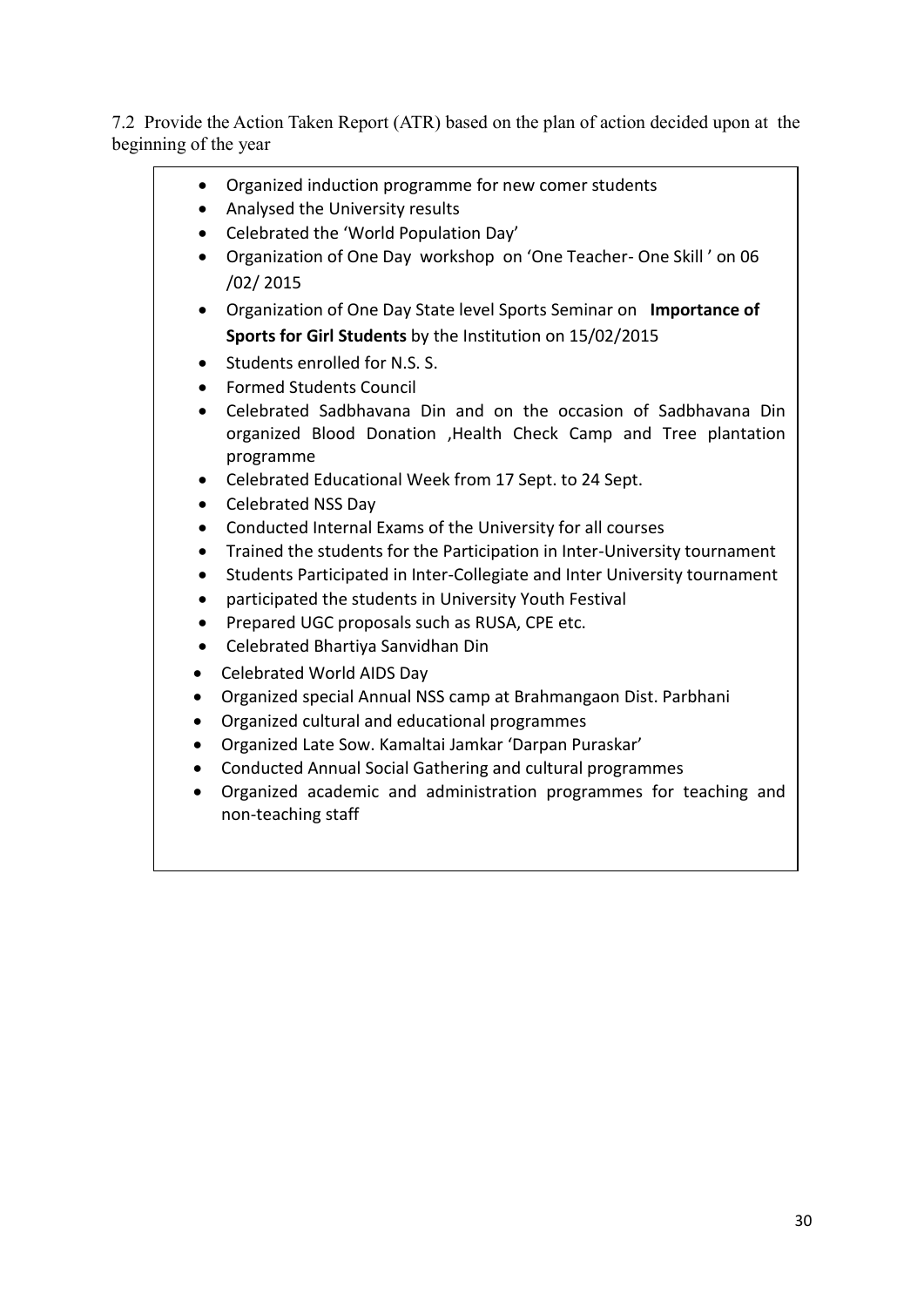7.2 Provide the Action Taken Report (ATR) based on the plan of action decided upon at the beginning of the year

- Organized induction programme for new comer students
- Analysed the University results
- Celebrated the 'World Population Day'
- Organization of One Day workshop on 'One Teacher- One Skill ' on 06 /02/ 2015
- Organization of One Day State level Sports Seminar on **Importance of Sports for Girl Students** by the Institution on 15/02/2015
- Students enrolled for N.S. S.
- Formed Students Council
- Celebrated Sadbhavana Din and on the occasion of Sadbhavana Din organized Blood Donation ,Health Check Camp and Tree plantation programme
- Celebrated Educational Week from 17 Sept. to 24 Sept.
- Celebrated NSS Day
- Conducted Internal Exams of the University for all courses
- Trained the students for the Participation in Inter-University tournament
- Students Participated in Inter-Collegiate and Inter University tournament
- participated the students in University Youth Festival
- Prepared UGC proposals such as RUSA, CPE etc.
- Celebrated Bhartiya Sanvidhan Din
- Celebrated World AIDS Day
- Organized special Annual NSS camp at Brahmangaon Dist. Parbhani
- Organized cultural and educational programmes
- Organized Late Sow. Kamaltai Jamkar 'Darpan Puraskar'
- Conducted Annual Social Gathering and cultural programmes
- Organized academic and administration programmes for teaching and non-teaching staff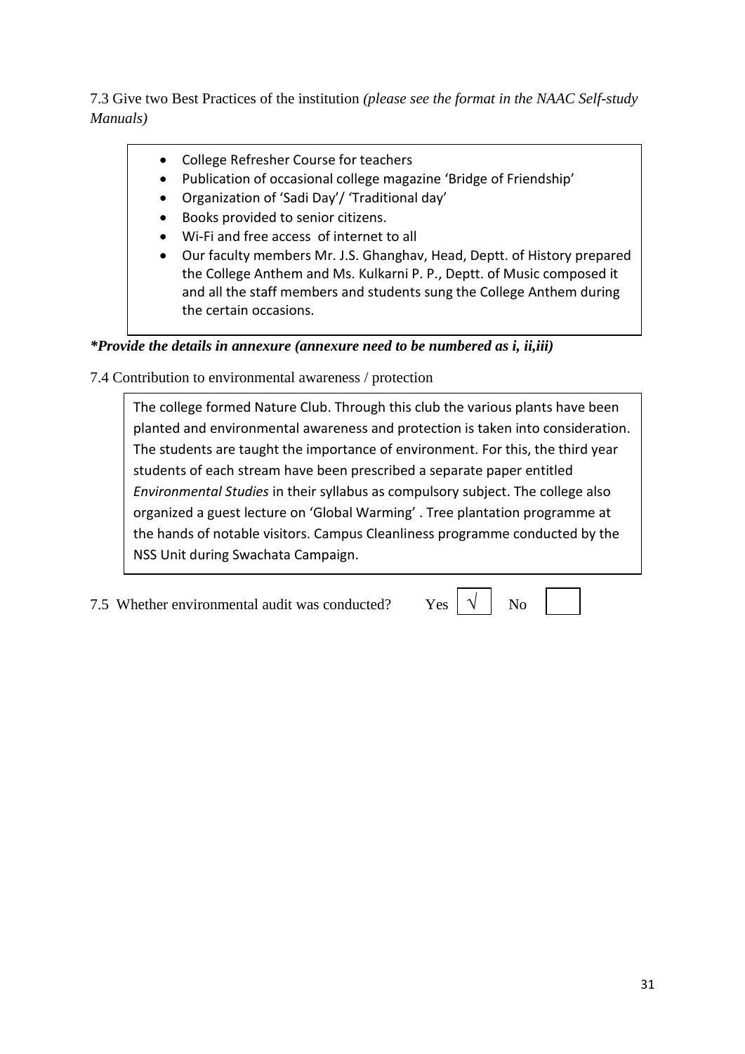7.3 Give two Best Practices of the institution *(please see the format in the NAAC Self-study Manuals)*

- College Refresher Course for teachers
- Publication of occasional college magazine 'Bridge of Friendship'
- Organization of 'Sadi Day'/ 'Traditional day'
- Books provided to senior citizens.
- Wi-Fi and free access of internet to all
- Our faculty members Mr. J.S. Ghanghav, Head, Deptt. of History prepared the College Anthem and Ms. Kulkarni P. P., Deptt. of Music composed it and all the staff members and students sung the College Anthem during the certain occasions.

***Provide the details in annexure (annexure need to be numbered as i, ii,iii)***

7.4 Contribution to environmental awareness / protection

The college formed Nature Club. Through this club the various plants have been planted and environmental awareness and protection is taken into consideration. The students are taught the importance of environment. For this, the third year students of each stream have been prescribed a separate paper entitled *Environmental Studies* in their syllabus as compulsory subject. The college also organized a guest lecture on 'Global Warming' . Tree plantation programme at the hands of notable visitors. Campus Cleanliness programme conducted by the NSS Unit during Swachata Campaign.

7.5 Whether environmental audit was conducted? Yes [√] No [ ]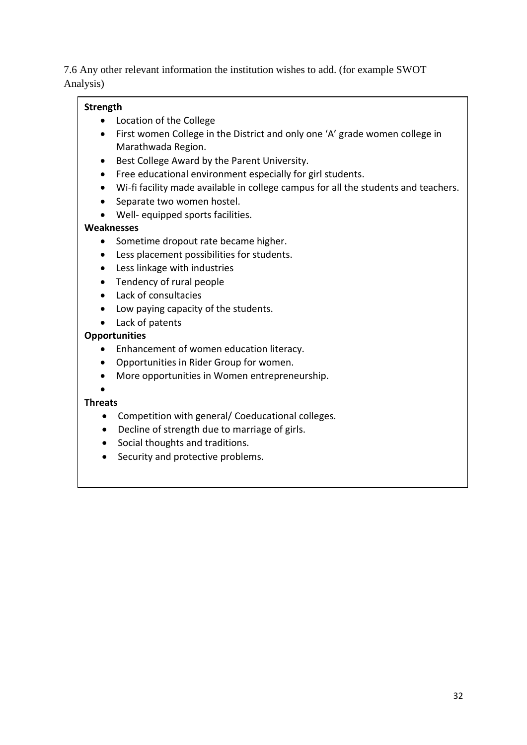7.6 Any other relevant information the institution wishes to add. (for example SWOT Analysis)

**Strength**

- Location of the College
- First women College in the District and only one 'A' grade women college in Marathwada Region.
- Best College Award by the Parent University.
- Free educational environment especially for girl students.
- Wi-fi facility made available in college campus for all the students and teachers.
- Separate two women hostel.
- Well- equipped sports facilities.

**Weaknesses**

- Sometime dropout rate became higher.
- Less placement possibilities for students.
- Less linkage with industries
- Tendency of rural people
- Lack of consultacies
- Low paying capacity of the students.
- Lack of patents

**Opportunities**

- Enhancement of women education literacy.
- Opportunities in Rider Group for women.
- More opportunities in Women entrepreneurship.

**Threats**

- Competition with general/ Coeducational colleges.
- Decline of strength due to marriage of girls.
- Social thoughts and traditions.
- Security and protective problems.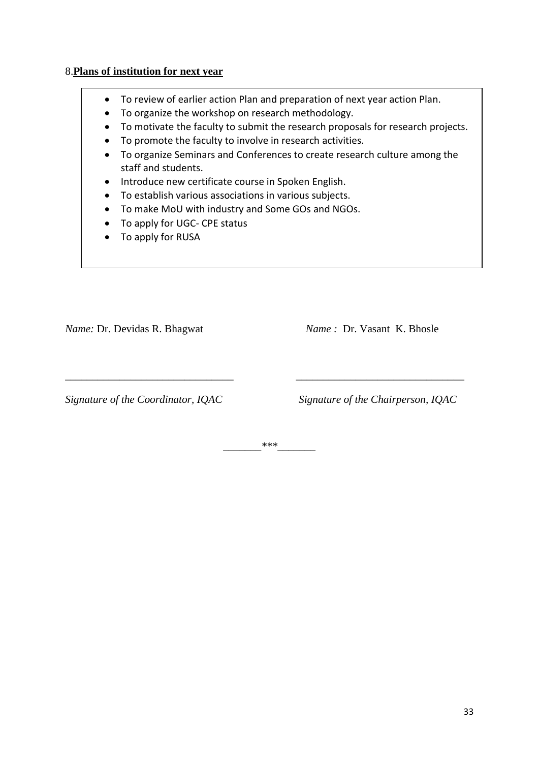8.**Plans of institution for next year**

- To review of earlier action Plan and preparation of next year action Plan.
- To organize the workshop on research methodology.
- To motivate the faculty to submit the research proposals for research projects.
- To promote the faculty to involve in research activities.
- To organize Seminars and Conferences to create research culture among the staff and students.
- Introduce new certificate course in Spoken English.
- To establish various associations in various subjects.
- To make MoU with industry and Some GOs and NGOs.
- To apply for UGC- CPE status
- To apply for RUSA

*Name:* Dr. Devidas R. Bhagwat

_______________________________

*Signature of the Coordinator, IQAC*

*Name :* Dr. Vasant K. Bhosle

_______________________________

*Signature of the Chairperson, IQAC*

_______***_______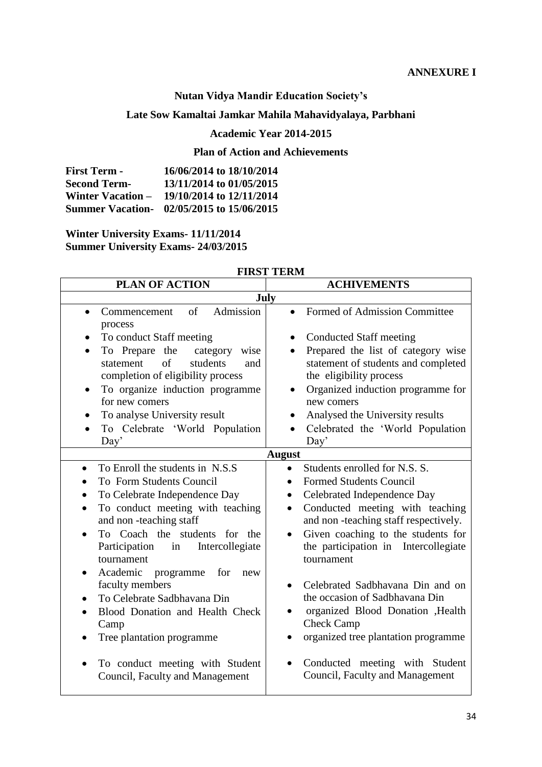**ANNEXURE I**

**Nutan Vidya Mandir Education Society's**

**Late Sow Kamaltai Jamkar Mahila Mahavidyalaya, Parbhani**

**Academic Year 2014-2015**

**Plan of Action and Achievements**

**First Term -** 16/06/2014 to 18/10/2014
**Second Term-** 13/11/2014 to 01/05/2015
**Winter Vacation –** 19/10/2014 to 12/11/2014
**Summer Vacation-** 02/05/2015 to 15/06/2015

**Winter University Exams- 11/11/2014**
**Summer University Exams- 24/03/2015**

**FIRST TERM**

| PLAN OF ACTION | ACHIVEMENTS |
|---|---|
| **July** | |
| • Commencement of Admission process<br>• To conduct Staff meeting<br>• To Prepare the category wise statement of students and completion of eligibility process<br>• To organize induction programme for new comers<br>• To analyse University result<br>• To Celebrate 'World Population Day' | • Formed of Admission Committee<br>• Conducted Staff meeting<br>• Prepared the list of category wise statement of students and completed the eligibility process<br>• Organized induction programme for new comers<br>• Analysed the University results<br>• Celebrated the 'World Population Day' |
| **August** | |
| • To Enroll the students in N.S.S<br>• To Form Students Council<br>• To Celebrate Independence Day<br>• To conduct meeting with teaching and non -teaching staff<br>• To Coach the students for the Participation in Intercollegiate tournament<br>• Academic programme for new faculty members<br>• To Celebrate Sadbhavana Din<br>• Blood Donation and Health Check Camp<br>• Tree plantation programme<br>• To conduct meeting with Student Council, Faculty and Management | • Students enrolled for N.S. S.<br>• Formed Students Council<br>• Celebrated Independence Day<br>• Conducted meeting with teaching and non -teaching staff respectively.<br>• Given coaching to the students for the participation in Intercollegiate tournament<br>• Celebrated Sadbhavana Din and on the occasion of Sadbhavana Din<br>• organized Blood Donation ,Health Check Camp<br>• organized tree plantation programme<br>• Conducted meeting with Student Council, Faculty and Management |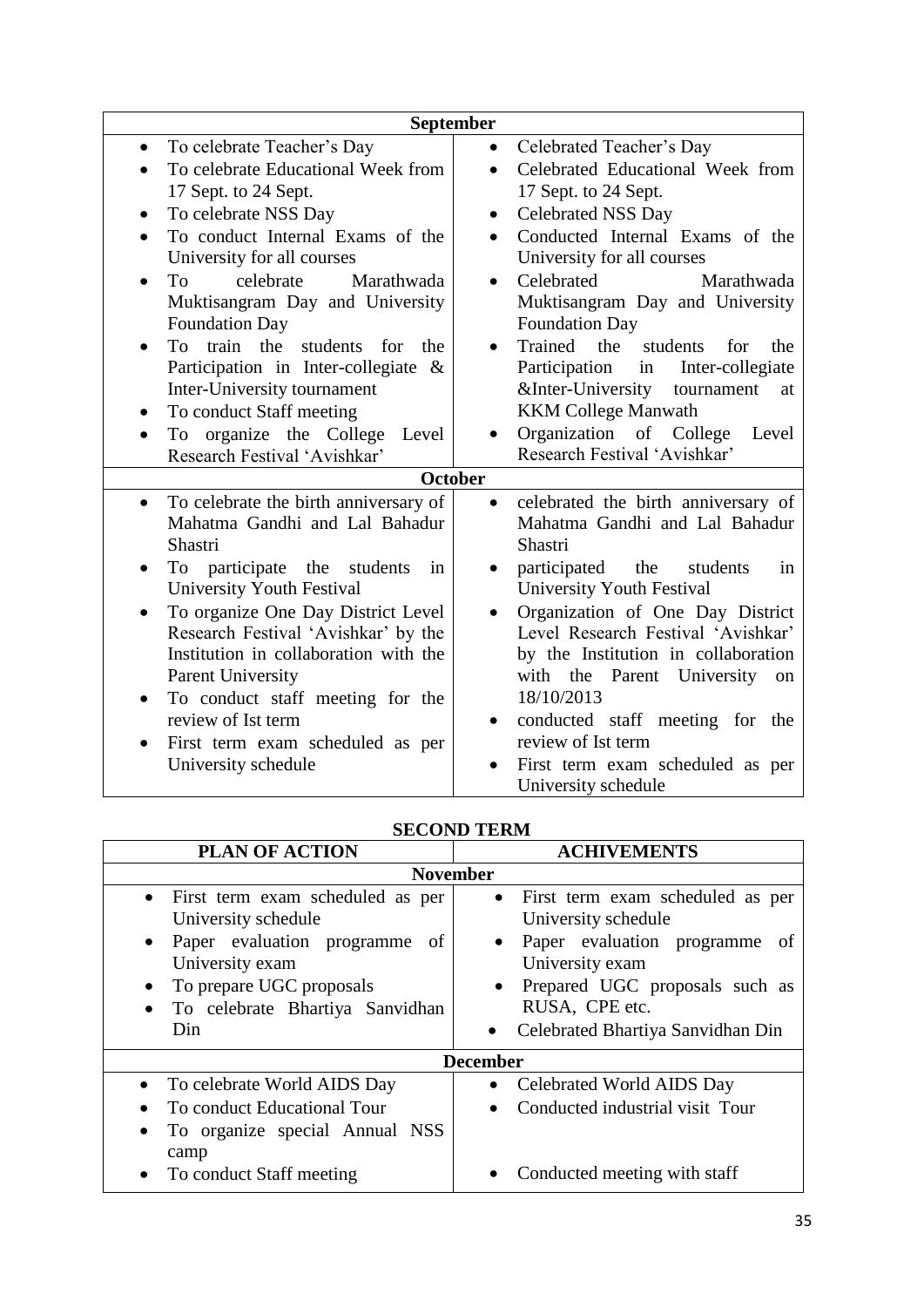| September | |
|---|---|
| • To celebrate Teacher's Day<br>• To celebrate Educational Week from 17 Sept. to 24 Sept.<br>• To celebrate NSS Day<br>• To conduct Internal Exams of the University for all courses<br>• To celebrate Marathwada Muktisangram Day and University Foundation Day<br>• To train the students for the Participation in Inter-collegiate & Inter-University tournament<br>• To conduct Staff meeting<br>• To organize the College Level Research Festival 'Avishkar' | • Celebrated Teacher's Day<br>• Celebrated Educational Week from 17 Sept. to 24 Sept.<br>• Celebrated NSS Day<br>• Conducted Internal Exams of the University for all courses<br>• Celebrated Marathwada Muktisangram Day and University Foundation Day<br>• Trained the students for the Participation in Inter-collegiate &Inter-University tournament at KKM College Manwath<br>• Organization of College Level Research Festival 'Avishkar' |
| **October** | |
| • To celebrate the birth anniversary of Mahatma Gandhi and Lal Bahadur Shastri<br>• To participate the students in University Youth Festival<br>• To organize One Day District Level Research Festival 'Avishkar' by the Institution in collaboration with the Parent University<br>• To conduct staff meeting for the review of Ist term<br>• First term exam scheduled as per University schedule | • celebrated the birth anniversary of Mahatma Gandhi and Lal Bahadur Shastri<br>• participated the students in University Youth Festival<br>• Organization of One Day District Level Research Festival 'Avishkar' by the Institution in collaboration with the Parent University on 18/10/2013<br>• conducted staff meeting for the review of Ist term<br>• First term exam scheduled as per University schedule |

**SECOND TERM**

| PLAN OF ACTION | ACHIVEMENTS |
|---|---|
| **November** | |
| • First term exam scheduled as per University schedule<br>• Paper evaluation programme of University exam<br>• To prepare UGC proposals<br>• To celebrate Bhartiya Sanvidhan Din | • First term exam scheduled as per University schedule<br>• Paper evaluation programme of University exam<br>• Prepared UGC proposals such as RUSA, CPE etc.<br>• Celebrated Bhartiya Sanvidhan Din |
| **December** | |
| • To celebrate World AIDS Day<br>• To conduct Educational Tour<br>• To organize special Annual NSS camp<br>• To conduct Staff meeting | • Celebrated World AIDS Day<br>• Conducted industrial visit Tour<br>• Conducted meeting with staff |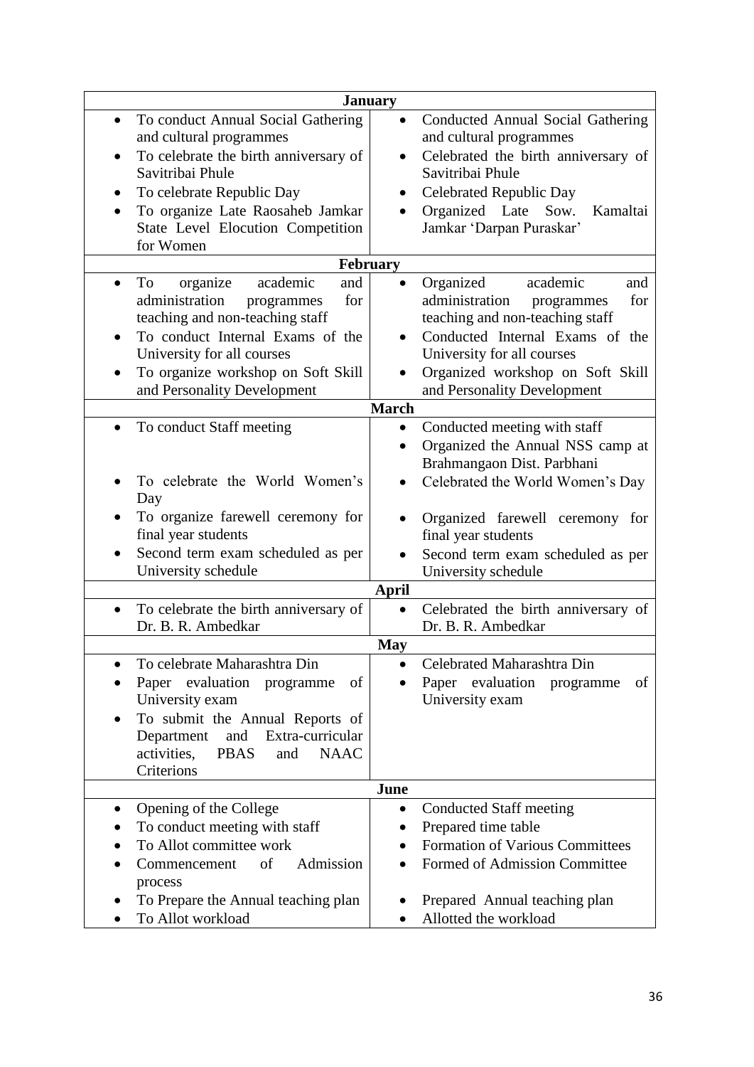| January | |
|---|---|
| • To conduct Annual Social Gathering and cultural programmes<br>• To celebrate the birth anniversary of Savitribai Phule<br>• To celebrate Republic Day<br>• To organize Late Raosaheb Jamkar State Level Elocution Competition for Women | • Conducted Annual Social Gathering and cultural programmes<br>• Celebrated the birth anniversary of Savitribai Phule<br>• Celebrated Republic Day<br>• Organized Late Sow. Kamaltai Jamkar 'Darpan Puraskar' |
| **February** | |
| • To organize academic and administration programmes for teaching and non-teaching staff<br>• To conduct Internal Exams of the University for all courses<br>• To organize workshop on Soft Skill and Personality Development | • Organized academic and administration programmes for teaching and non-teaching staff<br>• Conducted Internal Exams of the University for all courses<br>• Organized workshop on Soft Skill and Personality Development |
| **March** | |
| • To conduct Staff meeting<br>• To celebrate the World Women's Day<br>• To organize farewell ceremony for final year students<br>• Second term exam scheduled as per University schedule | • Conducted meeting with staff<br>• Organized the Annual NSS camp at Brahmangaon Dist. Parbhani<br>• Celebrated the World Women's Day<br>• Organized farewell ceremony for final year students<br>• Second term exam scheduled as per University schedule |
| **April** | |
| • To celebrate the birth anniversary of Dr. B. R. Ambedkar | • Celebrated the birth anniversary of Dr. B. R. Ambedkar |
| **May** | |
| • To celebrate Maharashtra Din<br>• Paper evaluation programme of University exam<br>• To submit the Annual Reports of Department and Extra-curricular activities, PBAS and NAAC Criterions | • Celebrated Maharashtra Din<br>• Paper evaluation programme of University exam |
| **June** | |
| • Opening of the College<br>• To conduct meeting with staff<br>• To Allot committee work<br>• Commencement of Admission process<br>• To Prepare the Annual teaching plan<br>• To Allot workload | • Conducted Staff meeting<br>• Prepared time table<br>• Formation of Various Committees<br>• Formed of Admission Committee<br>• Prepared Annual teaching plan<br>• Allotted the workload |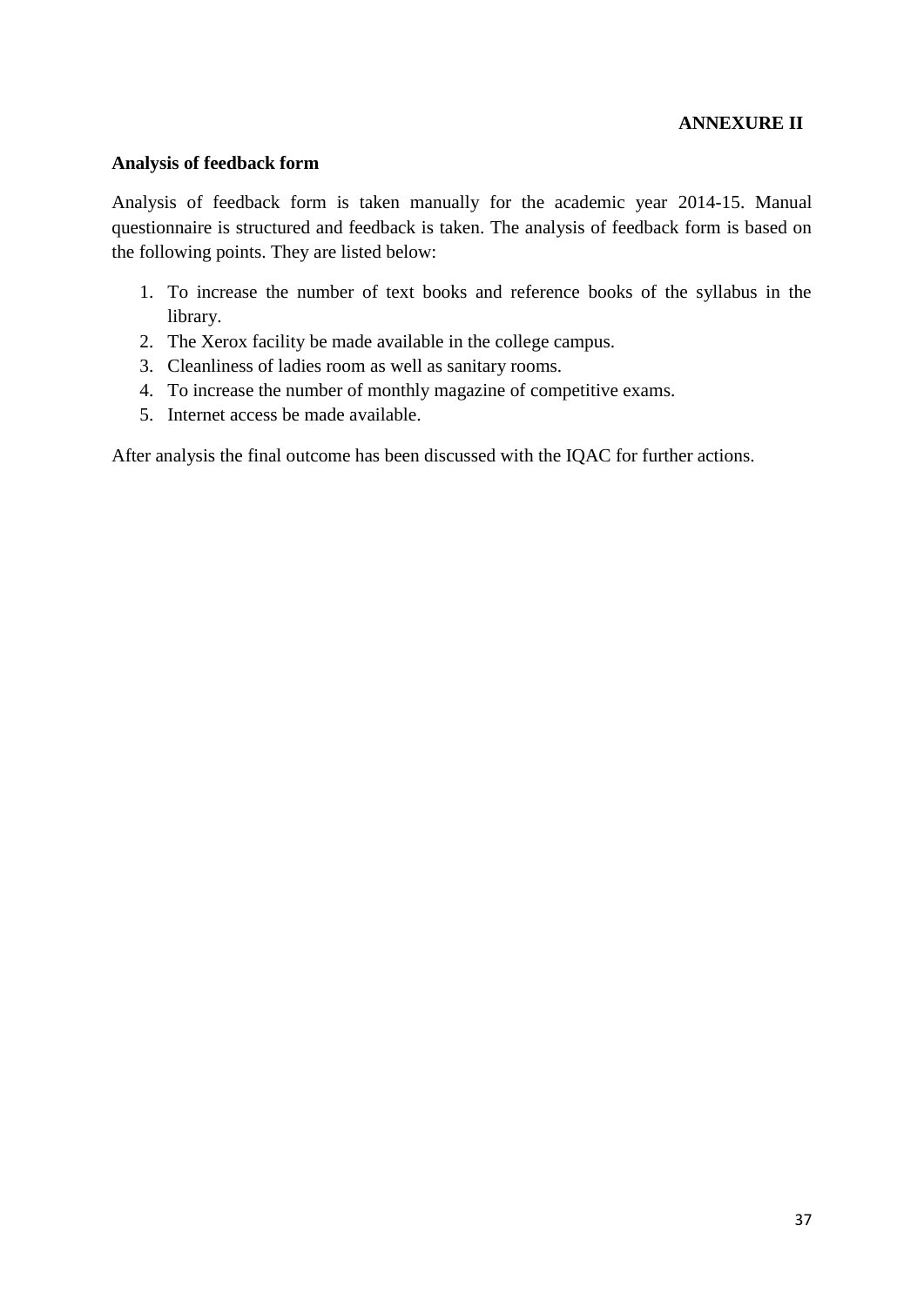**ANNEXURE II**

**Analysis of feedback form**

Analysis of feedback form is taken manually for the academic year 2014-15. Manual questionnaire is structured and feedback is taken. The analysis of feedback form is based on the following points. They are listed below:

1. To increase the number of text books and reference books of the syllabus in the library.
2. The Xerox facility be made available in the college campus.
3. Cleanliness of ladies room as well as sanitary rooms.
4. To increase the number of monthly magazine of competitive exams.
5. Internet access be made available.

After analysis the final outcome has been discussed with the IQAC for further actions.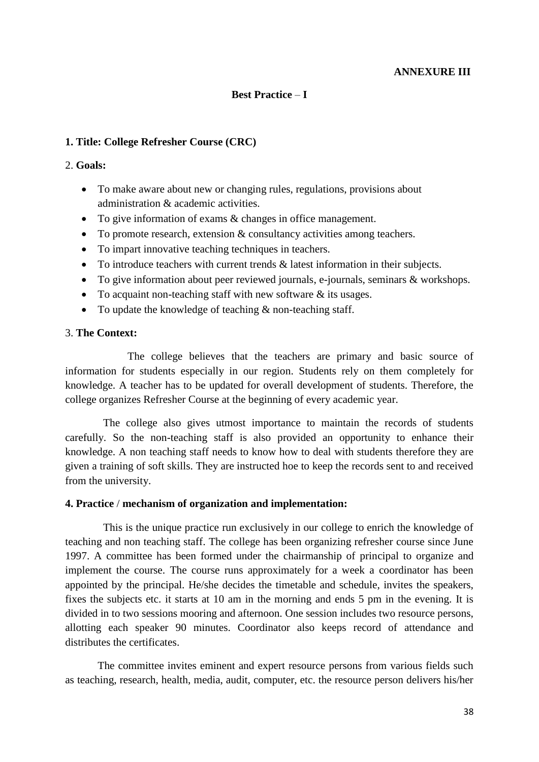**ANNEXURE III**

## Best Practice – I

### 1. Title: College Refresher Course (CRC)

### 2. Goals:

- To make aware about new or changing rules, regulations, provisions about administration & academic activities.
- To give information of exams & changes in office management.
- To promote research, extension & consultancy activities among teachers.
- To impart innovative teaching techniques in teachers.
- To introduce teachers with current trends & latest information in their subjects.
- To give information about peer reviewed journals, e-journals, seminars & workshops.
- To acquaint non-teaching staff with new software & its usages.
- To update the knowledge of teaching & non-teaching staff.

### 3. The Context:

The college believes that the teachers are primary and basic source of information for students especially in our region. Students rely on them completely for knowledge. A teacher has to be updated for overall development of students. Therefore, the college organizes Refresher Course at the beginning of every academic year.

The college also gives utmost importance to maintain the records of students carefully. So the non-teaching staff is also provided an opportunity to enhance their knowledge. A non teaching staff needs to know how to deal with students therefore they are given a training of soft skills. They are instructed hoe to keep the records sent to and received from the university.

### 4. Practice / mechanism of organization and implementation:

This is the unique practice run exclusively in our college to enrich the knowledge of teaching and non teaching staff. The college has been organizing refresher course since June 1997. A committee has been formed under the chairmanship of principal to organize and implement the course. The course runs approximately for a week a coordinator has been appointed by the principal. He/she decides the timetable and schedule, invites the speakers, fixes the subjects etc. it starts at 10 am in the morning and ends 5 pm in the evening. It is divided in to two sessions mooring and afternoon. One session includes two resource persons, allotting each speaker 90 minutes. Coordinator also keeps record of attendance and distributes the certificates.

The committee invites eminent and expert resource persons from various fields such as teaching, research, health, media, audit, computer, etc. the resource person delivers his/her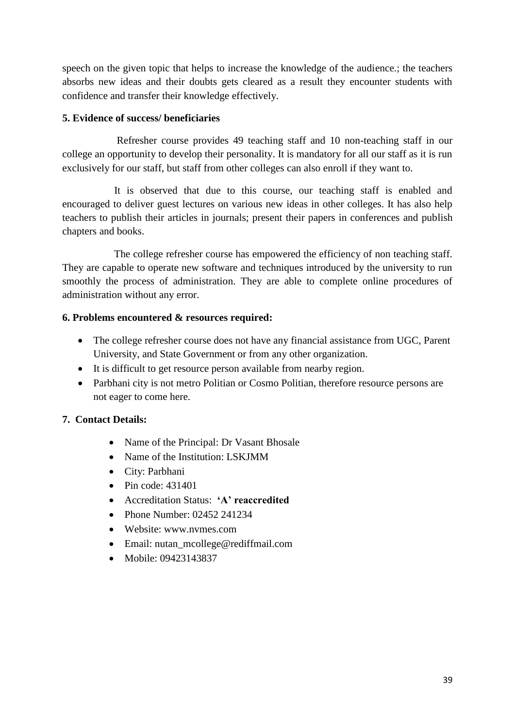speech on the given topic that helps to increase the knowledge of the audience.; the teachers absorbs new ideas and their doubts gets cleared as a result they encounter students with confidence and transfer their knowledge effectively.

**5. Evidence of success/ beneficiaries**

Refresher course provides 49 teaching staff and 10 non-teaching staff in our college an opportunity to develop their personality. It is mandatory for all our staff as it is run exclusively for our staff, but staff from other colleges can also enroll if they want to.

It is observed that due to this course, our teaching staff is enabled and encouraged to deliver guest lectures on various new ideas in other colleges. It has also help teachers to publish their articles in journals; present their papers in conferences and publish chapters and books.

The college refresher course has empowered the efficiency of non teaching staff. They are capable to operate new software and techniques introduced by the university to run smoothly the process of administration. They are able to complete online procedures of administration without any error.

**6. Problems encountered & resources required:**

- The college refresher course does not have any financial assistance from UGC, Parent University, and State Government or from any other organization.
- It is difficult to get resource person available from nearby region.
- Parbhani city is not metro Politian or Cosmo Politian, therefore resource persons are not eager to come here.

**7. Contact Details:**

- Name of the Principal: Dr Vasant Bhosale
- Name of the Institution: LSKJMM
- City: Parbhani
- Pin code: 431401
- Accreditation Status: **'A' reaccredited**
- Phone Number: 02452 241234
- Website: www.nvmes.com
- Email: nutan_mcollege@rediffmail.com
- Mobile: 09423143837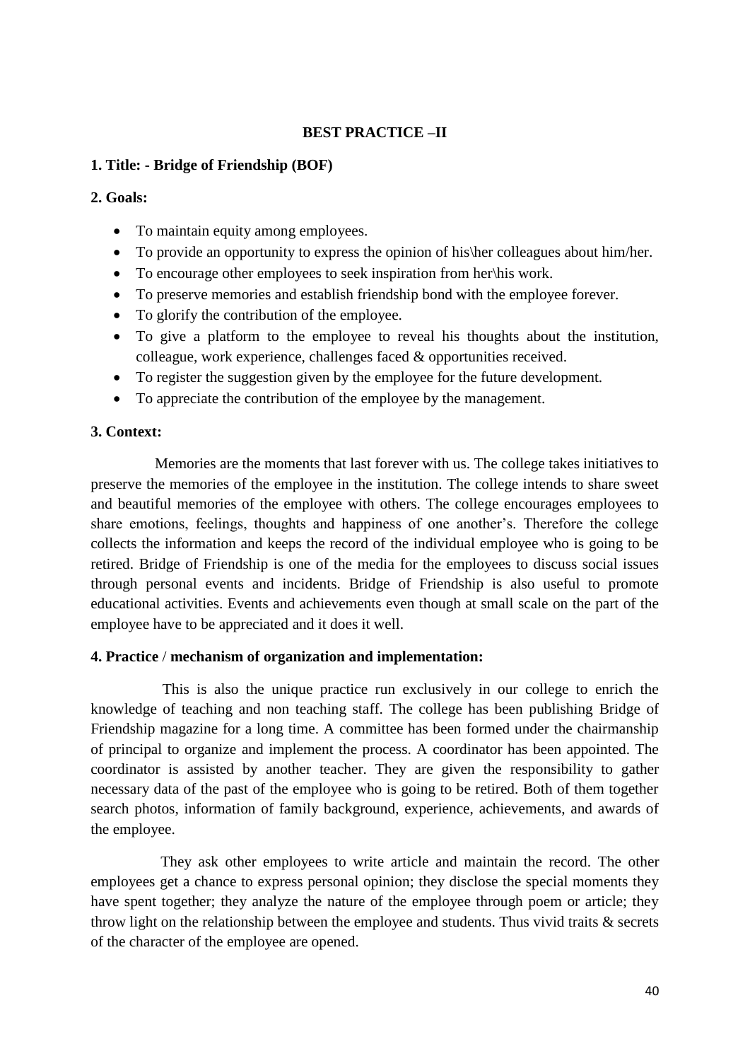**BEST PRACTICE –II**

**1. Title: - Bridge of Friendship (BOF)**

**2. Goals:**

- To maintain equity among employees.
- To provide an opportunity to express the opinion of his\her colleagues about him/her.
- To encourage other employees to seek inspiration from her\his work.
- To preserve memories and establish friendship bond with the employee forever.
- To glorify the contribution of the employee.
- To give a platform to the employee to reveal his thoughts about the institution, colleague, work experience, challenges faced & opportunities received.
- To register the suggestion given by the employee for the future development.
- To appreciate the contribution of the employee by the management.

**3. Context:**

Memories are the moments that last forever with us. The college takes initiatives to preserve the memories of the employee in the institution. The college intends to share sweet and beautiful memories of the employee with others. The college encourages employees to share emotions, feelings, thoughts and happiness of one another's. Therefore the college collects the information and keeps the record of the individual employee who is going to be retired. Bridge of Friendship is one of the media for the employees to discuss social issues through personal events and incidents. Bridge of Friendship is also useful to promote educational activities. Events and achievements even though at small scale on the part of the employee have to be appreciated and it does it well.

**4. Practice / mechanism of organization and implementation:**

This is also the unique practice run exclusively in our college to enrich the knowledge of teaching and non teaching staff. The college has been publishing Bridge of Friendship magazine for a long time. A committee has been formed under the chairmanship of principal to organize and implement the process. A coordinator has been appointed. The coordinator is assisted by another teacher. They are given the responsibility to gather necessary data of the past of the employee who is going to be retired. Both of them together search photos, information of family background, experience, achievements, and awards of the employee.

They ask other employees to write article and maintain the record. The other employees get a chance to express personal opinion; they disclose the special moments they have spent together; they analyze the nature of the employee through poem or article; they throw light on the relationship between the employee and students. Thus vivid traits & secrets of the character of the employee are opened.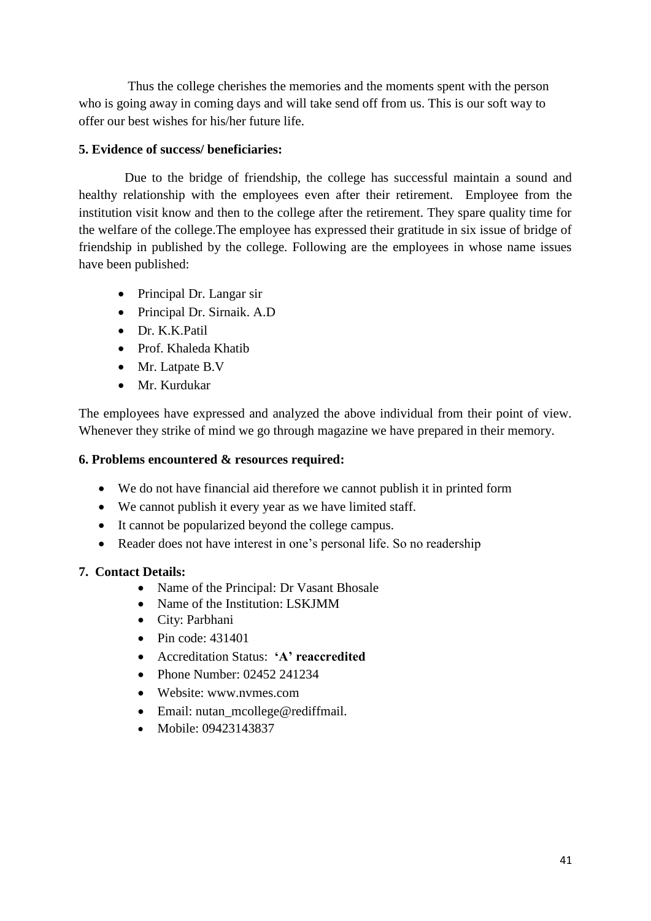Thus the college cherishes the memories and the moments spent with the person who is going away in coming days and will take send off from us. This is our soft way to offer our best wishes for his/her future life.

**5. Evidence of success/ beneficiaries:**

Due to the bridge of friendship, the college has successful maintain a sound and healthy relationship with the employees even after their retirement. Employee from the institution visit know and then to the college after the retirement. They spare quality time for the welfare of the college.The employee has expressed their gratitude in six issue of bridge of friendship in published by the college. Following are the employees in whose name issues have been published:

- Principal Dr. Langar sir
- Principal Dr. Sirnaik. A.D
- Dr. K.K.Patil
- Prof. Khaleda Khatib
- Mr. Latpate B.V
- Mr. Kurdukar

The employees have expressed and analyzed the above individual from their point of view. Whenever they strike of mind we go through magazine we have prepared in their memory.

**6. Problems encountered & resources required:**

- We do not have financial aid therefore we cannot publish it in printed form
- We cannot publish it every year as we have limited staff.
- It cannot be popularized beyond the college campus.
- Reader does not have interest in one's personal life. So no readership

**7. Contact Details:**

- Name of the Principal: Dr Vasant Bhosale
- Name of the Institution: LSKJMM
- City: Parbhani
- Pin code: 431401
- Accreditation Status: **'A' reaccredited**
- Phone Number: 02452 241234
- Website: www.nvmes.com
- Email: nutan_mcollege@rediffmail.
- Mobile: 09423143837